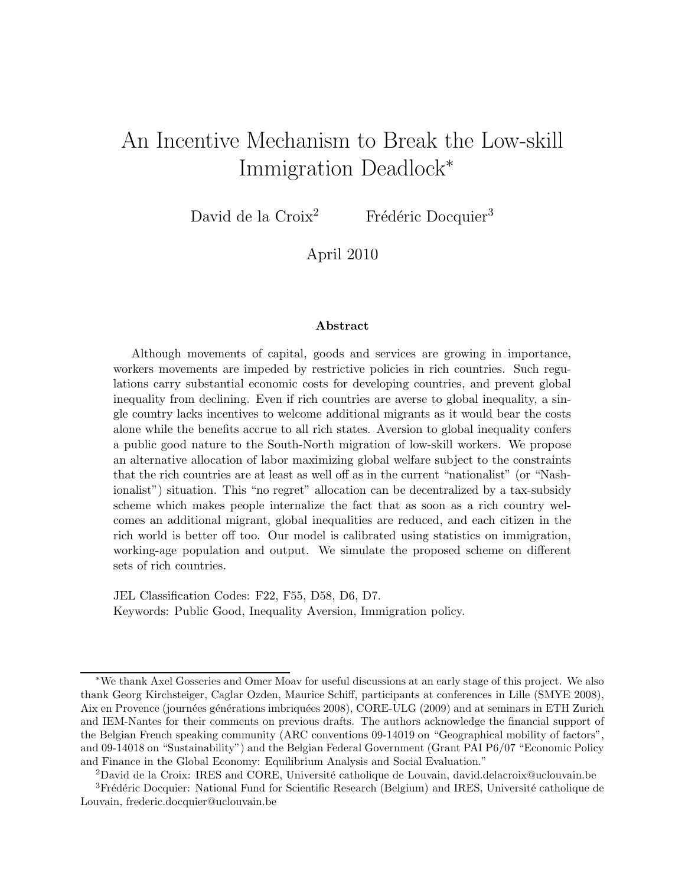# An Incentive Mechanism to Break the Low-skill Immigration Deadlock*

David de la Croix[2] Frédéric Docquier[3]

April 2010

### Abstract

Although movements of capital, goods and services are growing in importance, workers movements are impeded by restrictive policies in rich countries. Such regulations carry substantial economic costs for developing countries, and prevent global inequality from declining. Even if rich countries are averse to global inequality, a single country lacks incentives to welcome additional migrants as it would bear the costs alone while the benefits accrue to all rich states. Aversion to global inequality confers a public good nature to the South-North migration of low-skill workers. We propose an alternative allocation of labor maximizing global welfare subject to the constraints that the rich countries are at least as well off as in the current "nationalist" (or "Nashionalist") situation. This "no regret" allocation can be decentralized by a tax-subsidy scheme which makes people internalize the fact that as soon as a rich country welcomes an additional migrant, global inequalities are reduced, and each citizen in the rich world is better off too. Our model is calibrated using statistics on immigration, working-age population and output. We simulate the proposed scheme on different sets of rich countries.

JEL Classification Codes: F22, F55, D58, D6, D7.
Keywords: Public Good, Inequality Aversion, Immigration policy.

---

*We thank Axel Gosseries and Omer Moav for useful discussions at an early stage of this project. We also thank Georg Kirchsteiger, Caglar Ozden, Maurice Schiff, participants at conferences in Lille (SMYE 2008), Aix en Provence (journées générations imbriquées 2008), CORE-ULG (2009) and at seminars in ETH Zurich and IEM-Nantes for their comments on previous drafts. The authors acknowledge the financial support of the Belgian French speaking community (ARC conventions 09-14019 on "Geographical mobility of factors", and 09-14018 on "Sustainability") and the Belgian Federal Government (Grant PAI P6/07 "Economic Policy and Finance in the Global Economy: Equilibrium Analysis and Social Evaluation."

[2]David de la Croix: IRES and CORE, Université catholique de Louvain, david.delacroix@uclouvain.be

[3]Frédéric Docquier: National Fund for Scientific Research (Belgium) and IRES, Université catholique de Louvain, frederic.docquier@uclouvain.be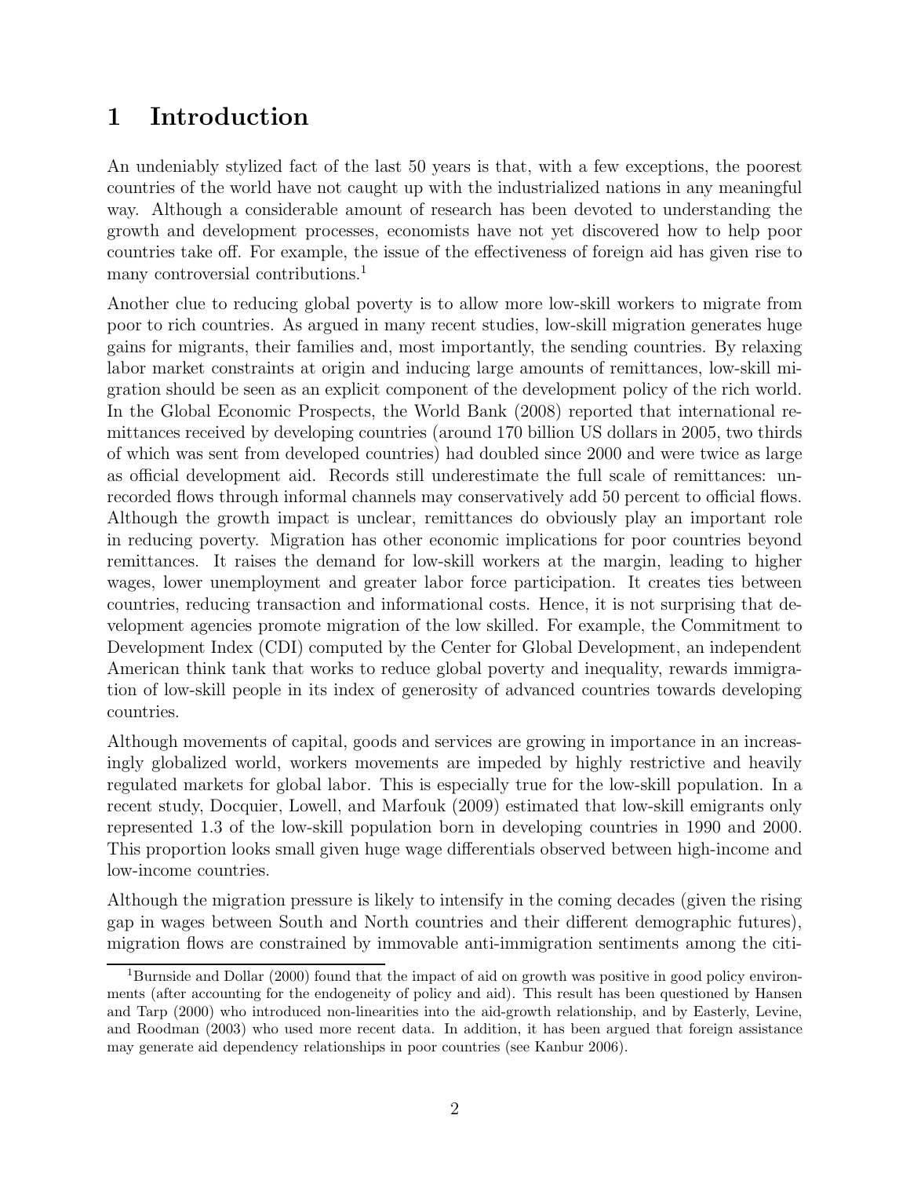# 1 Introduction

An undeniably stylized fact of the last 50 years is that, with a few exceptions, the poorest countries of the world have not caught up with the industrialized nations in any meaningful way. Although a considerable amount of research has been devoted to understanding the growth and development processes, economists have not yet discovered how to help poor countries take off. For example, the issue of the effectiveness of foreign aid has given rise to many controversial contributions.[1]

Another clue to reducing global poverty is to allow more low-skill workers to migrate from poor to rich countries. As argued in many recent studies, low-skill migration generates huge gains for migrants, their families and, most importantly, the sending countries. By relaxing labor market constraints at origin and inducing large amounts of remittances, low-skill migration should be seen as an explicit component of the development policy of the rich world. In the Global Economic Prospects, the World Bank (2008) reported that international remittances received by developing countries (around 170 billion US dollars in 2005, two thirds of which was sent from developed countries) had doubled since 2000 and were twice as large as official development aid. Records still underestimate the full scale of remittances: unrecorded flows through informal channels may conservatively add 50 percent to official flows. Although the growth impact is unclear, remittances do obviously play an important role in reducing poverty. Migration has other economic implications for poor countries beyond remittances. It raises the demand for low-skill workers at the margin, leading to higher wages, lower unemployment and greater labor force participation. It creates ties between countries, reducing transaction and informational costs. Hence, it is not surprising that development agencies promote migration of the low skilled. For example, the Commitment to Development Index (CDI) computed by the Center for Global Development, an independent American think tank that works to reduce global poverty and inequality, rewards immigration of low-skill people in its index of generosity of advanced countries towards developing countries.

Although movements of capital, goods and services are growing in importance in an increasingly globalized world, workers movements are impeded by highly restrictive and heavily regulated markets for global labor. This is especially true for the low-skill population. In a recent study, Docquier, Lowell, and Marfouk (2009) estimated that low-skill emigrants only represented 1.3 of the low-skill population born in developing countries in 1990 and 2000. This proportion looks small given huge wage differentials observed between high-income and low-income countries.

Although the migration pressure is likely to intensify in the coming decades (given the rising gap in wages between South and North countries and their different demographic futures), migration flows are constrained by immovable anti-immigration sentiments among the citi-

[1] Burnside and Dollar (2000) found that the impact of aid on growth was positive in good policy environments (after accounting for the endogeneity of policy and aid). This result has been questioned by Hansen and Tarp (2000) who introduced non-linearities into the aid-growth relationship, and by Easterly, Levine, and Roodman (2003) who used more recent data. In addition, it has been argued that foreign assistance may generate aid dependency relationships in poor countries (see Kanbur 2006).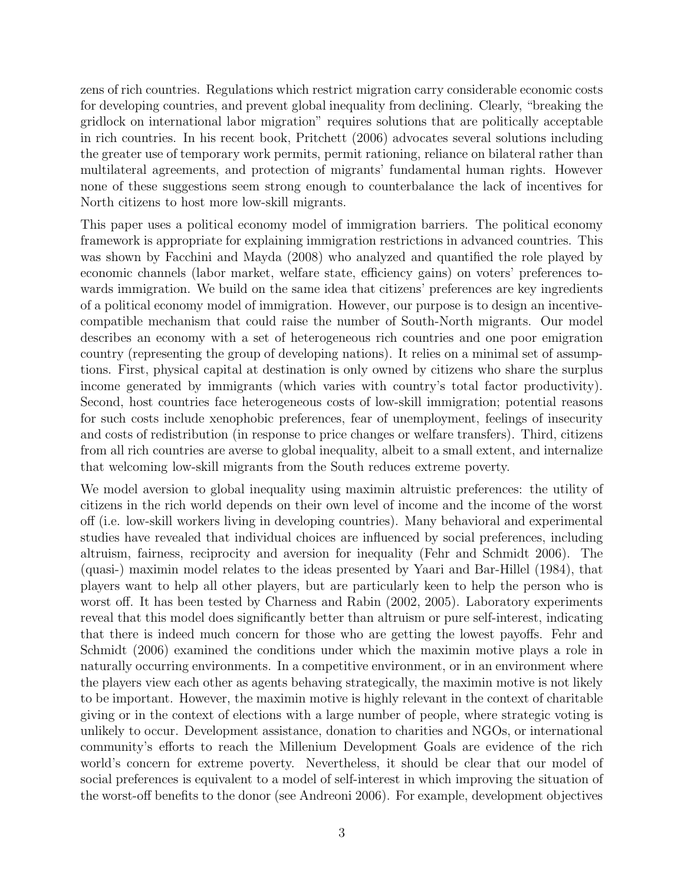zens of rich countries. Regulations which restrict migration carry considerable economic costs for developing countries, and prevent global inequality from declining. Clearly, "breaking the gridlock on international labor migration" requires solutions that are politically acceptable in rich countries. In his recent book, Pritchett (2006) advocates several solutions including the greater use of temporary work permits, permit rationing, reliance on bilateral rather than multilateral agreements, and protection of migrants' fundamental human rights. However none of these suggestions seem strong enough to counterbalance the lack of incentives for North citizens to host more low-skill migrants.

This paper uses a political economy model of immigration barriers. The political economy framework is appropriate for explaining immigration restrictions in advanced countries. This was shown by Facchini and Mayda (2008) who analyzed and quantified the role played by economic channels (labor market, welfare state, efficiency gains) on voters' preferences towards immigration. We build on the same idea that citizens' preferences are key ingredients of a political economy model of immigration. However, our purpose is to design an incentive-compatible mechanism that could raise the number of South-North migrants. Our model describes an economy with a set of heterogeneous rich countries and one poor emigration country (representing the group of developing nations). It relies on a minimal set of assumptions. First, physical capital at destination is only owned by citizens who share the surplus income generated by immigrants (which varies with country's total factor productivity). Second, host countries face heterogeneous costs of low-skill immigration; potential reasons for such costs include xenophobic preferences, fear of unemployment, feelings of insecurity and costs of redistribution (in response to price changes or welfare transfers). Third, citizens from all rich countries are averse to global inequality, albeit to a small extent, and internalize that welcoming low-skill migrants from the South reduces extreme poverty.

We model aversion to global inequality using maximin altruistic preferences: the utility of citizens in the rich world depends on their own level of income and the income of the worst off (i.e. low-skill workers living in developing countries). Many behavioral and experimental studies have revealed that individual choices are influenced by social preferences, including altruism, fairness, reciprocity and aversion for inequality (Fehr and Schmidt 2006). The (quasi-) maximin model relates to the ideas presented by Yaari and Bar-Hillel (1984), that players want to help all other players, but are particularly keen to help the person who is worst off. It has been tested by Charness and Rabin (2002, 2005). Laboratory experiments reveal that this model does significantly better than altruism or pure self-interest, indicating that there is indeed much concern for those who are getting the lowest payoffs. Fehr and Schmidt (2006) examined the conditions under which the maximin motive plays a role in naturally occurring environments. In a competitive environment, or in an environment where the players view each other as agents behaving strategically, the maximin motive is not likely to be important. However, the maximin motive is highly relevant in the context of charitable giving or in the context of elections with a large number of people, where strategic voting is unlikely to occur. Development assistance, donation to charities and NGOs, or international community's efforts to reach the Millenium Development Goals are evidence of the rich world's concern for extreme poverty. Nevertheless, it should be clear that our model of social preferences is equivalent to a model of self-interest in which improving the situation of the worst-off benefits to the donor (see Andreoni 2006). For example, development objectives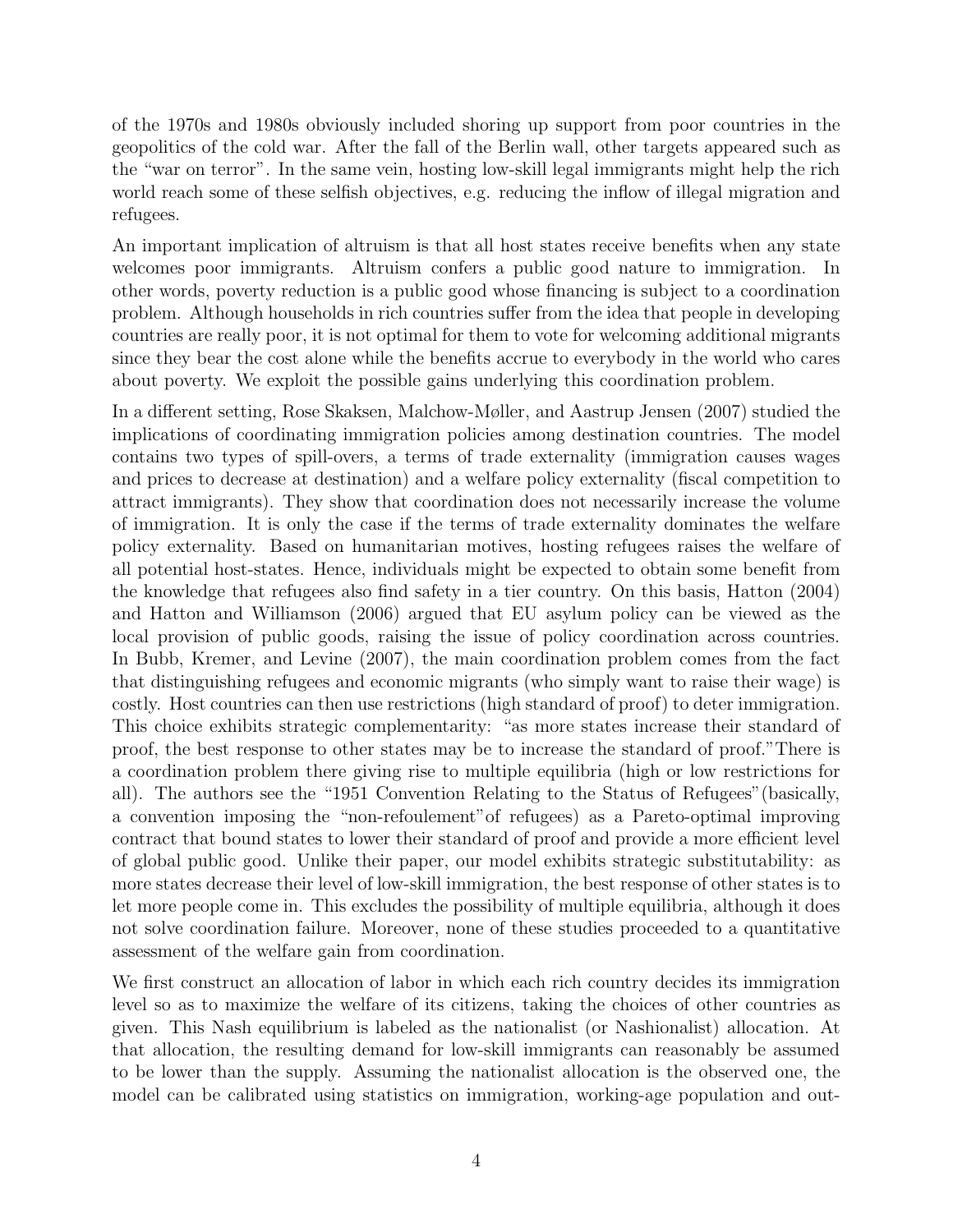of the 1970s and 1980s obviously included shoring up support from poor countries in the geopolitics of the cold war. After the fall of the Berlin wall, other targets appeared such as the "war on terror". In the same vein, hosting low-skill legal immigrants might help the rich world reach some of these selfish objectives, e.g. reducing the inflow of illegal migration and refugees.

An important implication of altruism is that all host states receive benefits when any state welcomes poor immigrants. Altruism confers a public good nature to immigration. In other words, poverty reduction is a public good whose financing is subject to a coordination problem. Although households in rich countries suffer from the idea that people in developing countries are really poor, it is not optimal for them to vote for welcoming additional migrants since they bear the cost alone while the benefits accrue to everybody in the world who cares about poverty. We exploit the possible gains underlying this coordination problem.

In a different setting, Rose Skaksen, Malchow-Møller, and Aastrup Jensen (2007) studied the implications of coordinating immigration policies among destination countries. The model contains two types of spill-overs, a terms of trade externality (immigration causes wages and prices to decrease at destination) and a welfare policy externality (fiscal competition to attract immigrants). They show that coordination does not necessarily increase the volume of immigration. It is only the case if the terms of trade externality dominates the welfare policy externality. Based on humanitarian motives, hosting refugees raises the welfare of all potential host-states. Hence, individuals might be expected to obtain some benefit from the knowledge that refugees also find safety in a tier country. On this basis, Hatton (2004) and Hatton and Williamson (2006) argued that EU asylum policy can be viewed as the local provision of public goods, raising the issue of policy coordination across countries. In Bubb, Kremer, and Levine (2007), the main coordination problem comes from the fact that distinguishing refugees and economic migrants (who simply want to raise their wage) is costly. Host countries can then use restrictions (high standard of proof) to deter immigration. This choice exhibits strategic complementarity: "as more states increase their standard of proof, the best response to other states may be to increase the standard of proof." There is a coordination problem there giving rise to multiple equilibria (high or low restrictions for all). The authors see the "1951 Convention Relating to the Status of Refugees" (basically, a convention imposing the "non-refoulement" of refugees) as a Pareto-optimal improving contract that bound states to lower their standard of proof and provide a more efficient level of global public good. Unlike their paper, our model exhibits strategic substitutability: as more states decrease their level of low-skill immigration, the best response of other states is to let more people come in. This excludes the possibility of multiple equilibria, although it does not solve coordination failure. Moreover, none of these studies proceeded to a quantitative assessment of the welfare gain from coordination.

We first construct an allocation of labor in which each rich country decides its immigration level so as to maximize the welfare of its citizens, taking the choices of other countries as given. This Nash equilibrium is labeled as the nationalist (or Nashionalist) allocation. At that allocation, the resulting demand for low-skill immigrants can reasonably be assumed to be lower than the supply. Assuming the nationalist allocation is the observed one, the model can be calibrated using statistics on immigration, working-age population and out-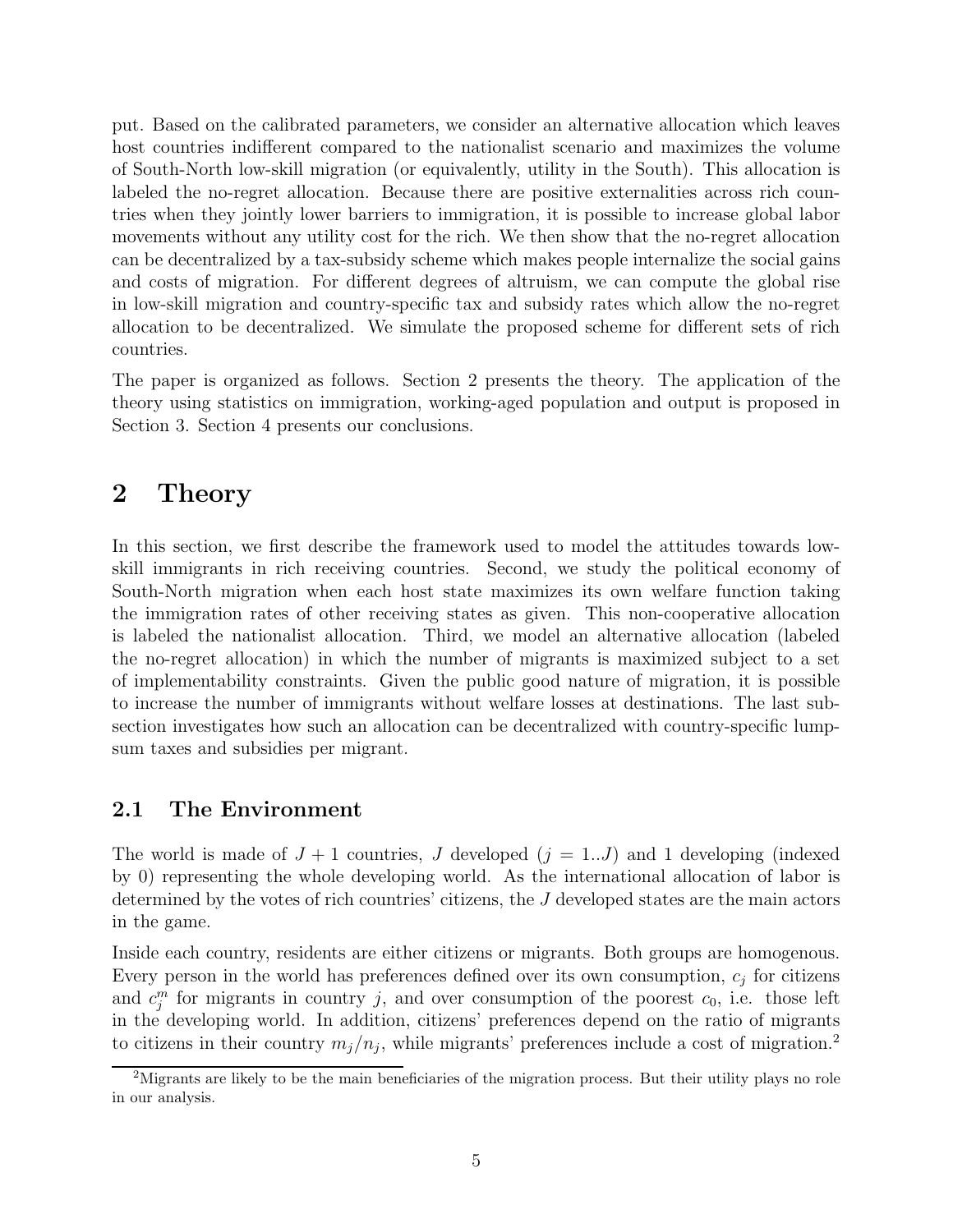put. Based on the calibrated parameters, we consider an alternative allocation which leaves host countries indifferent compared to the nationalist scenario and maximizes the volume of South-North low-skill migration (or equivalently, utility in the South). This allocation is labeled the no-regret allocation. Because there are positive externalities across rich countries when they jointly lower barriers to immigration, it is possible to increase global labor movements without any utility cost for the rich. We then show that the no-regret allocation can be decentralized by a tax-subsidy scheme which makes people internalize the social gains and costs of migration. For different degrees of altruism, we can compute the global rise in low-skill migration and country-specific tax and subsidy rates which allow the no-regret allocation to be decentralized. We simulate the proposed scheme for different sets of rich countries.

The paper is organized as follows. Section 2 presents the theory. The application of the theory using statistics on immigration, working-aged population and output is proposed in Section 3. Section 4 presents our conclusions.

# 2 Theory

In this section, we first describe the framework used to model the attitudes towards low-skill immigrants in rich receiving countries. Second, we study the political economy of South-North migration when each host state maximizes its own welfare function taking the immigration rates of other receiving states as given. This non-cooperative allocation is labeled the nationalist allocation. Third, we model an alternative allocation (labeled the no-regret allocation) in which the number of migrants is maximized subject to a set of implementability constraints. Given the public good nature of migration, it is possible to increase the number of immigrants without welfare losses at destinations. The last subsection investigates how such an allocation can be decentralized with country-specific lump-sum taxes and subsidies per migrant.

## 2.1 The Environment

The world is made of $J + 1$ countries, $J$ developed ($j = 1..J$) and 1 developing (indexed by 0) representing the whole developing world. As the international allocation of labor is determined by the votes of rich countries' citizens, the $J$ developed states are the main actors in the game.

Inside each country, residents are either citizens or migrants. Both groups are homogenous. Every person in the world has preferences defined over its own consumption, $c_j$ for citizens and $c_j^m$ for migrants in country $j$, and over consumption of the poorest $c_0$, i.e. those left in the developing world. In addition, citizens' preferences depend on the ratio of migrants to citizens in their country $m_j/n_j$, while migrants' preferences include a cost of migration.[2]

[2] Migrants are likely to be the main beneficiaries of the migration process. But their utility plays no role in our analysis.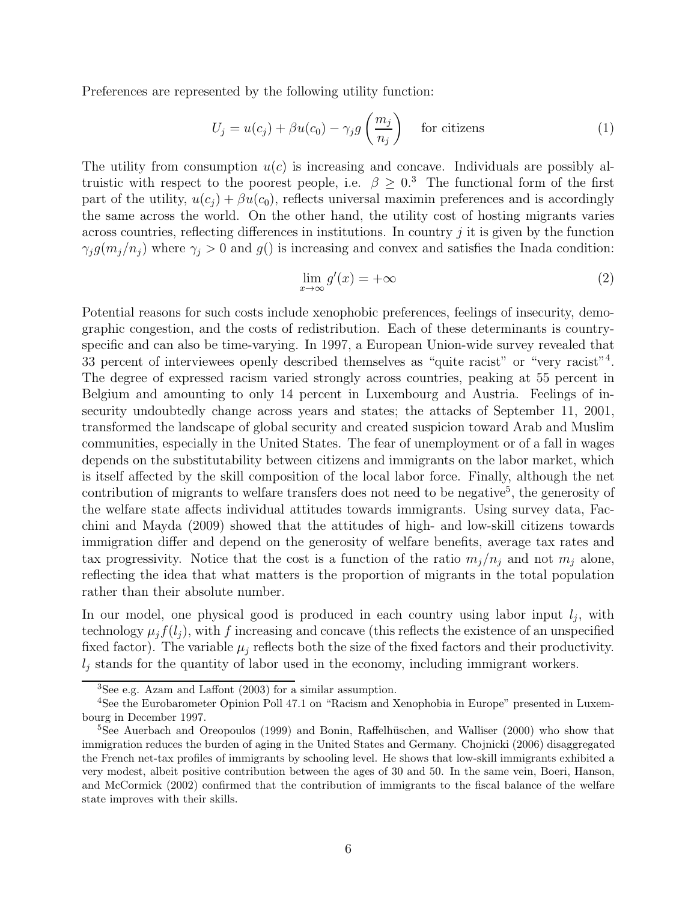Preferences are represented by the following utility function:

$$U_j = u(c_j) + \beta u(c_0) - \gamma_j g\left(\frac{m_j}{n_j}\right) \quad \text{for citizens} \tag{1}$$

The utility from consumption $u(c)$ is increasing and concave. Individuals are possibly altruistic with respect to the poorest people, i.e. $\beta \geq 0$.[3] The functional form of the first part of the utility, $u(c_j) + \beta u(c_0)$, reflects universal maximin preferences and is accordingly the same across the world. On the other hand, the utility cost of hosting migrants varies across countries, reflecting differences in institutions. In country $j$ it is given by the function $\gamma_j g(m_j/n_j)$ where $\gamma_j > 0$ and $g()$ is increasing and convex and satisfies the Inada condition:

$$\lim_{x\to\infty} g'(x) = +\infty \tag{2}$$

Potential reasons for such costs include xenophobic preferences, feelings of insecurity, demographic congestion, and the costs of redistribution. Each of these determinants is country-specific and can also be time-varying. In 1997, a European Union-wide survey revealed that 33 percent of interviewees openly described themselves as "quite racist" or "very racist"[4]. The degree of expressed racism varied strongly across countries, peaking at 55 percent in Belgium and amounting to only 14 percent in Luxembourg and Austria. Feelings of insecurity undoubtedly change across years and states; the attacks of September 11, 2001, transformed the landscape of global security and created suspicion toward Arab and Muslim communities, especially in the United States. The fear of unemployment or of a fall in wages depends on the substitutability between citizens and immigrants on the labor market, which is itself affected by the skill composition of the local labor force. Finally, although the net contribution of migrants to welfare transfers does not need to be negative[5], the generosity of the welfare state affects individual attitudes towards immigrants. Using survey data, Facchini and Mayda (2009) showed that the attitudes of high- and low-skill citizens towards immigration differ and depend on the generosity of welfare benefits, average tax rates and tax progressivity. Notice that the cost is a function of the ratio $m_j/n_j$ and not $m_j$ alone, reflecting the idea that what matters is the proportion of migrants in the total population rather than their absolute number.

In our model, one physical good is produced in each country using labor input $l_j$, with technology $\mu_j f(l_j)$, with $f$ increasing and concave (this reflects the existence of an unspecified fixed factor). The variable $\mu_j$ reflects both the size of the fixed factors and their productivity. $l_j$ stands for the quantity of labor used in the economy, including immigrant workers.

[3] See e.g. Azam and Laffont (2003) for a similar assumption.

[4] See the Eurobarometer Opinion Poll 47.1 on "Racism and Xenophobia in Europe" presented in Luxembourg in December 1997.

[5] See Auerbach and Oreopoulos (1999) and Bonin, Raffelhüschen, and Walliser (2000) who show that immigration reduces the burden of aging in the United States and Germany. Chojnicki (2006) disaggregated the French net-tax profiles of immigrants by schooling level. He shows that low-skill immigrants exhibited a very modest, albeit positive contribution between the ages of 30 and 50. In the same vein, Boeri, Hanson, and McCormick (2002) confirmed that the contribution of immigrants to the fiscal balance of the welfare state improves with their skills.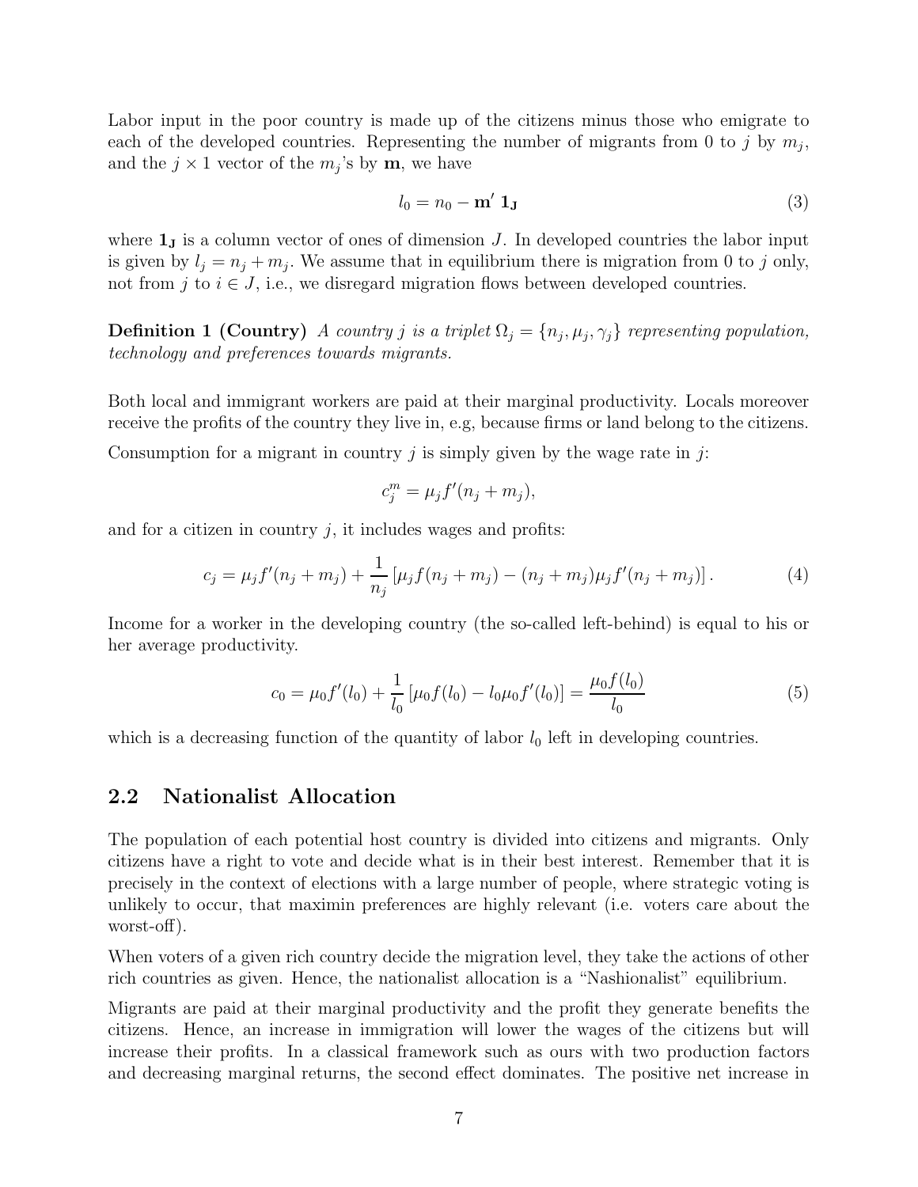Labor input in the poor country is made up of the citizens minus those who emigrate to each of the developed countries. Representing the number of migrants from 0 to $j$ by $m_j$, and the $j \times 1$ vector of the $m_j$'s by $\mathbf{m}$, we have

$$l_0 = n_0 - \mathbf{m}' \, \mathbf{1_J} \tag{3}$$

where $\mathbf{1_J}$ is a column vector of ones of dimension $J$. In developed countries the labor input is given by $l_j = n_j + m_j$. We assume that in equilibrium there is migration from 0 to $j$ only, not from $j$ to $i \in J$, i.e., we disregard migration flows between developed countries.

**Definition 1 (Country)** *A country $j$ is a triplet $\Omega_j = \{n_j, \mu_j, \gamma_j\}$ representing population, technology and preferences towards migrants.*

Both local and immigrant workers are paid at their marginal productivity. Locals moreover receive the profits of the country they live in, e.g, because firms or land belong to the citizens.

Consumption for a migrant in country $j$ is simply given by the wage rate in $j$:

$$c_j^m = \mu_j f'(n_j + m_j),$$

and for a citizen in country $j$, it includes wages and profits:

$$c_j = \mu_j f'(n_j + m_j) + \frac{1}{n_j} \left[ \mu_j f(n_j + m_j) - (n_j + m_j)\mu_j f'(n_j + m_j) \right]. \tag{4}$$

Income for a worker in the developing country (the so-called left-behind) is equal to his or her average productivity.

$$c_0 = \mu_0 f'(l_0) + \frac{1}{l_0} \left[ \mu_0 f(l_0) - l_0 \mu_0 f'(l_0) \right] = \frac{\mu_0 f(l_0)}{l_0} \tag{5}$$

which is a decreasing function of the quantity of labor $l_0$ left in developing countries.

## 2.2 Nationalist Allocation

The population of each potential host country is divided into citizens and migrants. Only citizens have a right to vote and decide what is in their best interest. Remember that it is precisely in the context of elections with a large number of people, where strategic voting is unlikely to occur, that maximin preferences are highly relevant (i.e. voters care about the worst-off).

When voters of a given rich country decide the migration level, they take the actions of other rich countries as given. Hence, the nationalist allocation is a "Nashionalist" equilibrium.

Migrants are paid at their marginal productivity and the profit they generate benefits the citizens. Hence, an increase in immigration will lower the wages of the citizens but will increase their profits. In a classical framework such as ours with two production factors and decreasing marginal returns, the second effect dominates. The positive net increase in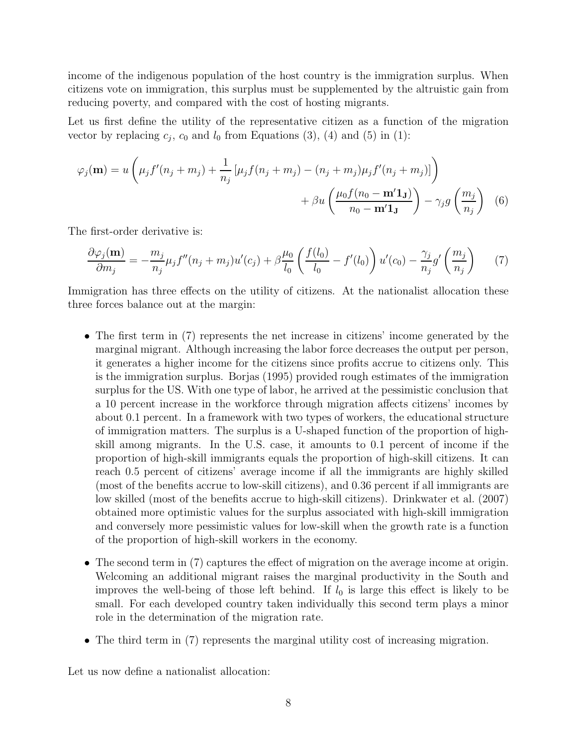income of the indigenous population of the host country is the immigration surplus. When citizens vote on immigration, this surplus must be supplemented by the altruistic gain from reducing poverty, and compared with the cost of hosting migrants.

Let us first define the utility of the representative citizen as a function of the migration vector by replacing $c_j$, $c_0$ and $l_0$ from Equations (3), (4) and (5) in (1):

$$\varphi_j(\mathbf{m}) = u\left(\mu_j f'(n_j + m_j) + \frac{1}{n_j}\left[\mu_j f(n_j + m_j) - (n_j + m_j)\mu_j f'(n_j + m_j)\right]\right) + \beta u\left(\frac{\mu_0 f(n_0 - \mathbf{m}'\mathbf{1_J})}{n_0 - \mathbf{m}'\mathbf{1_J}}\right) - \gamma_j g\left(\frac{m_j}{n_j}\right) \quad (6)$$

The first-order derivative is:

$$\frac{\partial \varphi_j(\mathbf{m})}{\partial m_j} = -\frac{m_j}{n_j}\mu_j f''(n_j + m_j)u'(c_j) + \beta\frac{\mu_0}{l_0}\left(\frac{f(l_0)}{l_0} - f'(l_0)\right)u'(c_0) - \frac{\gamma_j}{n_j}g'\left(\frac{m_j}{n_j}\right) \quad (7)$$

Immigration has three effects on the utility of citizens. At the nationalist allocation these three forces balance out at the margin:

- The first term in (7) represents the net increase in citizens' income generated by the marginal migrant. Although increasing the labor force decreases the output per person, it generates a higher income for the citizens since profits accrue to citizens only. This is the immigration surplus. Borjas (1995) provided rough estimates of the immigration surplus for the US. With one type of labor, he arrived at the pessimistic conclusion that a 10 percent increase in the workforce through migration affects citizens' incomes by about 0.1 percent. In a framework with two types of workers, the educational structure of immigration matters. The surplus is a U-shaped function of the proportion of high-skill among migrants. In the U.S. case, it amounts to 0.1 percent of income if the proportion of high-skill immigrants equals the proportion of high-skill citizens. It can reach 0.5 percent of citizens' average income if all the immigrants are highly skilled (most of the benefits accrue to low-skill citizens), and 0.36 percent if all immigrants are low skilled (most of the benefits accrue to high-skill citizens). Drinkwater et al. (2007) obtained more optimistic values for the surplus associated with high-skill immigration and conversely more pessimistic values for low-skill when the growth rate is a function of the proportion of high-skill workers in the economy.

- The second term in (7) captures the effect of migration on the average income at origin. Welcoming an additional migrant raises the marginal productivity in the South and improves the well-being of those left behind. If $l_0$ is large this effect is likely to be small. For each developed country taken individually this second term plays a minor role in the determination of the migration rate.

- The third term in (7) represents the marginal utility cost of increasing migration.

Let us now define a nationalist allocation: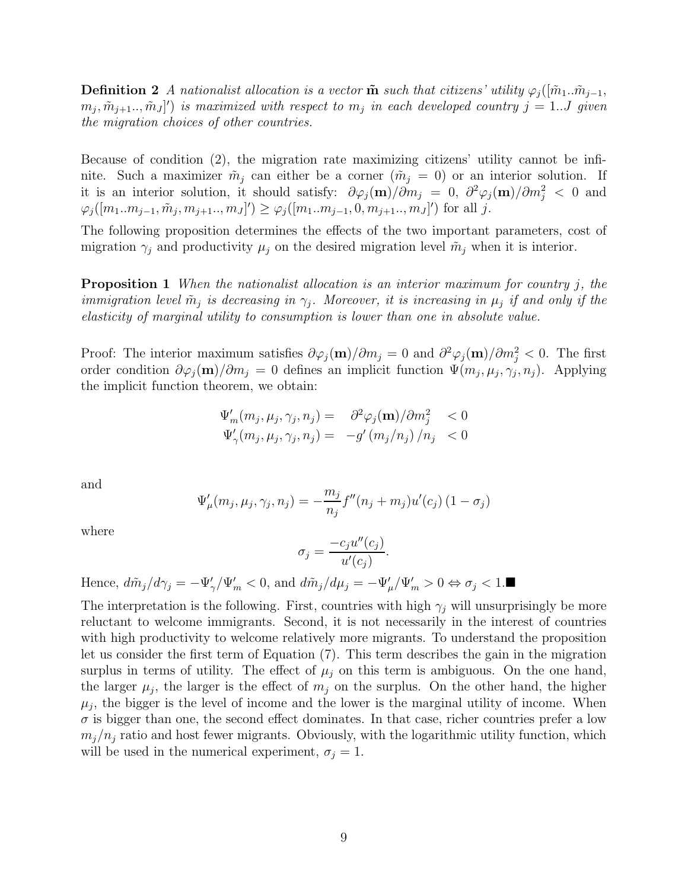**Definition 2** *A nationalist allocation is a vector $\tilde{\mathbf{m}}$ such that citizens' utility $\varphi_j([\tilde{m}_1..\tilde{m}_{j-1}, m_j, \tilde{m}_{j+1}.., \tilde{m}_J]')$ is maximized with respect to $m_j$ in each developed country $j = 1..J$ given the migration choices of other countries.*

Because of condition (2), the migration rate maximizing citizens' utility cannot be infinite. Such a maximizer $\tilde{m}_j$ can either be a corner ($\tilde{m}_j = 0$) or an interior solution. If it is an interior solution, it should satisfy: $\partial\varphi_j(\mathbf{m})/\partial m_j = 0$, $\partial^2\varphi_j(\mathbf{m})/\partial m_j^2 < 0$ and $\varphi_j([m_1..m_{j-1}, \tilde{m}_j, m_{j+1}.., m_J]') \geq \varphi_j([m_1..m_{j-1}, 0, m_{j+1}.., m_J]')$ for all $j$.

The following proposition determines the effects of the two important parameters, cost of migration $\gamma_j$ and productivity $\mu_j$ on the desired migration level $\tilde{m}_j$ when it is interior.

**Proposition 1** *When the nationalist allocation is an interior maximum for country $j$, the immigration level $\tilde{m}_j$ is decreasing in $\gamma_j$. Moreover, it is increasing in $\mu_j$ if and only if the elasticity of marginal utility to consumption is lower than one in absolute value.*

Proof: The interior maximum satisfies $\partial\varphi_j(\mathbf{m})/\partial m_j = 0$ and $\partial^2\varphi_j(\mathbf{m})/\partial m_j^2 < 0$. The first order condition $\partial\varphi_j(\mathbf{m})/\partial m_j = 0$ defines an implicit function $\Psi(m_j, \mu_j, \gamma_j, n_j)$. Applying the implicit function theorem, we obtain:

$$\begin{aligned} \Psi'_m(m_j, \mu_j, \gamma_j, n_j) &= \quad \partial^2\varphi_j(\mathbf{m})/\partial m_j^2 \quad < 0 \\ \Psi'_\gamma(m_j, \mu_j, \gamma_j, n_j) &= \quad -g'\left(m_j/n_j\right)/n_j \quad < 0 \end{aligned}$$

and

$$\Psi'_\mu(m_j, \mu_j, \gamma_j, n_j) = -\frac{m_j}{n_j} f''(n_j + m_j) u'(c_j) \left(1 - \sigma_j\right)$$

where

$$\sigma_j = \frac{-c_j u''(c_j)}{u'(c_j)}.$$

Hence, $d\tilde{m}_j/d\gamma_j = -\Psi'_\gamma/\Psi'_m < 0$, and $d\tilde{m}_j/d\mu_j = -\Psi'_\mu/\Psi'_m > 0 \Leftrightarrow \sigma_j < 1.$ ■

The interpretation is the following. First, countries with high $\gamma_j$ will unsurprisingly be more reluctant to welcome immigrants. Second, it is not necessarily in the interest of countries with high productivity to welcome relatively more migrants. To understand the proposition let us consider the first term of Equation (7). This term describes the gain in the migration surplus in terms of utility. The effect of $\mu_j$ on this term is ambiguous. On the one hand, the larger $\mu_j$, the larger is the effect of $m_j$ on the surplus. On the other hand, the higher $\mu_j$, the bigger is the level of income and the lower is the marginal utility of income. When $\sigma$ is bigger than one, the second effect dominates. In that case, richer countries prefer a low $m_j/n_j$ ratio and host fewer migrants. Obviously, with the logarithmic utility function, which will be used in the numerical experiment, $\sigma_j = 1$.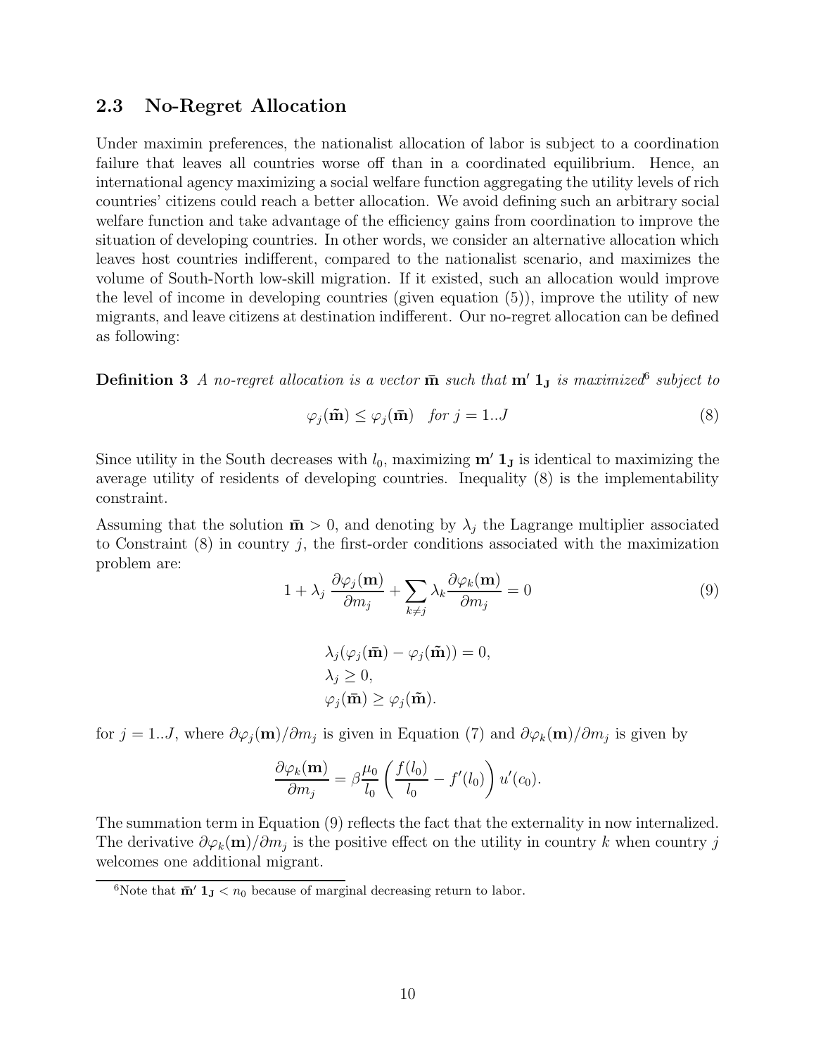## 2.3 No-Regret Allocation

Under maximin preferences, the nationalist allocation of labor is subject to a coordination failure that leaves all countries worse off than in a coordinated equilibrium. Hence, an international agency maximizing a social welfare function aggregating the utility levels of rich countries' citizens could reach a better allocation. We avoid defining such an arbitrary social welfare function and take advantage of the efficiency gains from coordination to improve the situation of developing countries. In other words, we consider an alternative allocation which leaves host countries indifferent, compared to the nationalist scenario, and maximizes the volume of South-North low-skill migration. If it existed, such an allocation would improve the level of income in developing countries (given equation (5)), improve the utility of new migrants, and leave citizens at destination indifferent. Our no-regret allocation can be defined as following:

**Definition 3** *A no-regret allocation is a vector* $\bar{\mathbf{m}}$ *such that* $\mathbf{m}'\,\mathbf{1_J}$ *is maximized*[6] *subject to*

$$\varphi_j(\tilde{\mathbf{m}}) \leq \varphi_j(\bar{\mathbf{m}}) \quad \textit{for } j = 1..J \tag{8}$$

Since utility in the South decreases with $l_0$, maximizing $\mathbf{m}'\,\mathbf{1_J}$ is identical to maximizing the average utility of residents of developing countries. Inequality (8) is the implementability constraint.

Assuming that the solution $\bar{\mathbf{m}} > 0$, and denoting by $\lambda_j$ the Lagrange multiplier associated to Constraint (8) in country $j$, the first-order conditions associated with the maximization problem are:

$$1 + \lambda_j \, \frac{\partial \varphi_j(\mathbf{m})}{\partial m_j} + \sum_{k \neq j} \lambda_k \frac{\partial \varphi_k(\mathbf{m})}{\partial m_j} = 0 \tag{9}$$

$$\begin{aligned}
&\lambda_j(\varphi_j(\bar{\mathbf{m}}) - \varphi_j(\tilde{\mathbf{m}})) = 0, \\
&\lambda_j \geq 0, \\
&\varphi_j(\bar{\mathbf{m}}) \geq \varphi_j(\tilde{\mathbf{m}}).
\end{aligned}$$

for $j = 1..J$, where $\partial\varphi_j(\mathbf{m})/\partial m_j$ is given in Equation (7) and $\partial\varphi_k(\mathbf{m})/\partial m_j$ is given by

$$\frac{\partial \varphi_k(\mathbf{m})}{\partial m_j} = \beta \frac{\mu_0}{l_0} \left( \frac{f(l_0)}{l_0} - f'(l_0) \right) u'(c_0).$$

The summation term in Equation (9) reflects the fact that the externality in now internalized. The derivative $\partial\varphi_k(\mathbf{m})/\partial m_j$ is the positive effect on the utility in country $k$ when country $j$ welcomes one additional migrant.

[6] Note that $\bar{\mathbf{m}}'\,\mathbf{1_J} < n_0$ because of marginal decreasing return to labor.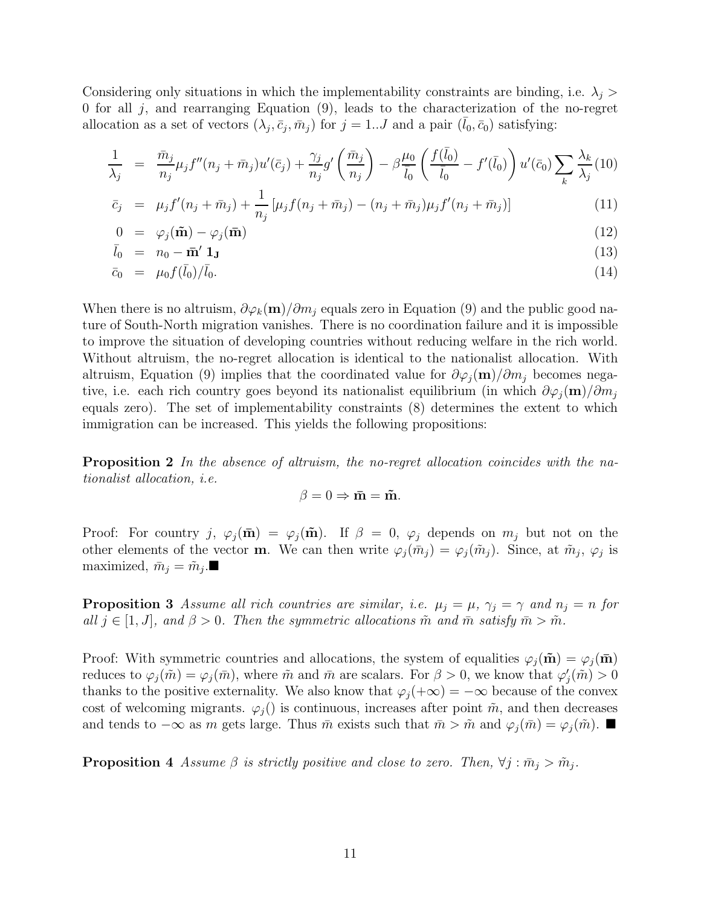Considering only situations in which the implementability constraints are binding, i.e. $\lambda_j > 0$ for all $j$, and rearranging Equation (9), leads to the characterization of the no-regret allocation as a set of vectors $(\lambda_j, \bar{c}_j, \bar{m}_j)$ for $j = 1..J$ and a pair $(\bar{l}_0, \bar{c}_0)$ satisfying:

$$\frac{1}{\lambda_j} = \frac{\bar{m}_j}{n_j}\mu_j f''(n_j + \bar{m}_j)u'(\bar{c}_j) + \frac{\gamma_j}{n_j}g'\left(\frac{\bar{m}_j}{n_j}\right) - \beta\frac{\mu_0}{\bar{l}_0}\left(\frac{f(\bar{l}_0)}{\bar{l}_0} - f'(\bar{l}_0)\right)u'(\bar{c}_0)\sum_k \frac{\lambda_k}{\lambda_j} \quad (10)$$

$$\bar{c}_j = \mu_j f'(n_j + \bar{m}_j) + \frac{1}{n_j}\left[\mu_j f(n_j + \bar{m}_j) - (n_j + \bar{m}_j)\mu_j f'(n_j + \bar{m}_j)\right] \quad (11)$$

$$0 = \varphi_j(\tilde{\mathbf{m}}) - \varphi_j(\bar{\mathbf{m}}) \quad (12)$$

$$\bar{l}_0 = n_0 - \bar{\mathbf{m}}'\,\mathbf{1_J} \quad (13)$$

$$\bar{c}_0 = \mu_0 f(\bar{l}_0)/\bar{l}_0. \quad (14)$$

When there is no altruism, $\partial\varphi_k(\mathbf{m})/\partial m_j$ equals zero in Equation (9) and the public good nature of South-North migration vanishes. There is no coordination failure and it is impossible to improve the situation of developing countries without reducing welfare in the rich world. Without altruism, the no-regret allocation is identical to the nationalist allocation. With altruism, Equation (9) implies that the coordinated value for $\partial\varphi_j(\mathbf{m})/\partial m_j$ becomes negative, i.e. each rich country goes beyond its nationalist equilibrium (in which $\partial\varphi_j(\mathbf{m})/\partial m_j$ equals zero). The set of implementability constraints (8) determines the extent to which immigration can be increased. This yields the following propositions:

**Proposition 2** *In the absence of altruism, the no-regret allocation coincides with the nationalist allocation, i.e.*

$$\beta = 0 \Rightarrow \bar{\mathbf{m}} = \tilde{\mathbf{m}}.$$

Proof: For country $j$, $\varphi_j(\bar{\mathbf{m}}) = \varphi_j(\tilde{\mathbf{m}})$. If $\beta = 0$, $\varphi_j$ depends on $m_j$ but not on the other elements of the vector $\mathbf{m}$. We can then write $\varphi_j(\bar{m}_j) = \varphi_j(\tilde{m}_j)$. Since, at $\tilde{m}_j$, $\varphi_j$ is maximized, $\bar{m}_j = \tilde{m}_j$.■

**Proposition 3** *Assume all rich countries are similar, i.e. $\mu_j = \mu$, $\gamma_j = \gamma$ and $n_j = n$ for all $j \in [1, J]$, and $\beta > 0$. Then the symmetric allocations $\tilde{m}$ and $\bar{m}$ satisfy $\bar{m} > \tilde{m}$.*

Proof: With symmetric countries and allocations, the system of equalities $\varphi_j(\tilde{\mathbf{m}}) = \varphi_j(\bar{\mathbf{m}})$ reduces to $\varphi_j(\tilde{m}) = \varphi_j(\bar{m})$, where $\tilde{m}$ and $\bar{m}$ are scalars. For $\beta > 0$, we know that $\varphi_j'(\tilde{m}) > 0$ thanks to the positive externality. We also know that $\varphi_j(+\infty) = -\infty$ because of the convex cost of welcoming migrants. $\varphi_j()$ is continuous, increases after point $\tilde{m}$, and then decreases and tends to $-\infty$ as $m$ gets large. Thus $\bar{m}$ exists such that $\bar{m} > \tilde{m}$ and $\varphi_j(\bar{m}) = \varphi_j(\tilde{m})$. ■

**Proposition 4** *Assume $\beta$ is strictly positive and close to zero. Then, $\forall j : \bar{m}_j > \tilde{m}_j$.*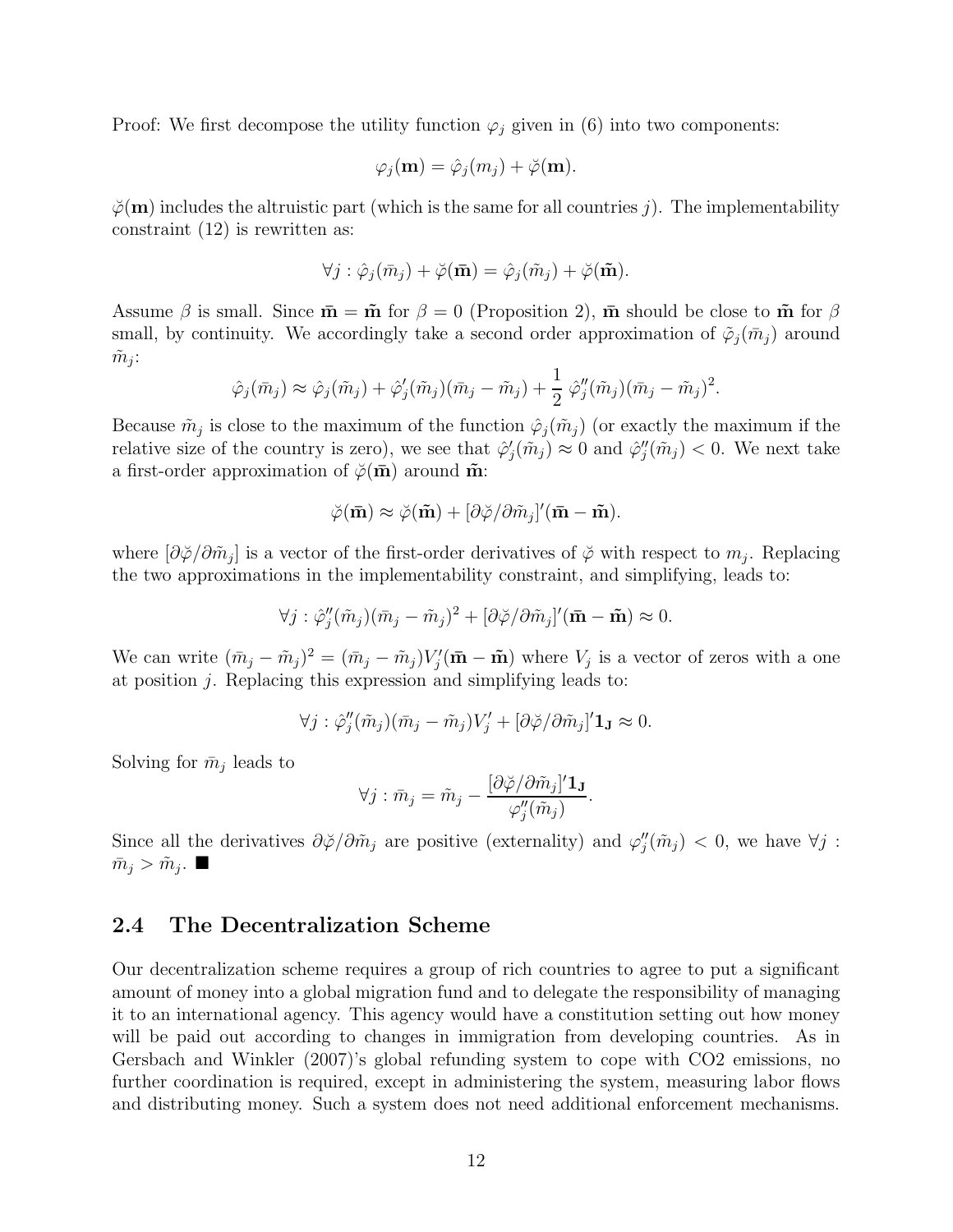Proof: We first decompose the utility function $\varphi_j$ given in (6) into two components:

$$\varphi_j(\mathbf{m}) = \hat{\varphi}_j(m_j) + \breve{\varphi}(\mathbf{m}).$$

$\breve{\varphi}(\mathbf{m})$ includes the altruistic part (which is the same for all countries $j$). The implementability constraint (12) is rewritten as:

$$\forall j : \hat{\varphi}_j(\bar{m}_j) + \breve{\varphi}(\bar{\mathbf{m}}) = \hat{\varphi}_j(\tilde{m}_j) + \breve{\varphi}(\tilde{\mathbf{m}}).$$

Assume $\beta$ is small. Since $\bar{\mathbf{m}} = \tilde{\mathbf{m}}$ for $\beta = 0$ (Proposition 2), $\bar{\mathbf{m}}$ should be close to $\tilde{\mathbf{m}}$ for $\beta$ small, by continuity. We accordingly take a second order approximation of $\tilde{\varphi}_j(\bar{m}_j)$ around $\tilde{m}_j$:

$$\hat{\varphi}_j(\bar{m}_j) \approx \hat{\varphi}_j(\tilde{m}_j) + \hat{\varphi}_j'(\tilde{m}_j)(\bar{m}_j - \tilde{m}_j) + \frac{1}{2}\,\hat{\varphi}_j''(\tilde{m}_j)(\bar{m}_j - \tilde{m}_j)^2.$$

Because $\tilde{m}_j$ is close to the maximum of the function $\hat{\varphi}_j(\tilde{m}_j)$ (or exactly the maximum if the relative size of the country is zero), we see that $\hat{\varphi}_j'(\tilde{m}_j) \approx 0$ and $\hat{\varphi}_j''(\tilde{m}_j) < 0$. We next take a first-order approximation of $\breve{\varphi}(\bar{\mathbf{m}})$ around $\tilde{\mathbf{m}}$:

$$\breve{\varphi}(\bar{\mathbf{m}}) \approx \breve{\varphi}(\tilde{\mathbf{m}}) + [\partial\breve{\varphi}/\partial\tilde{m}_j]'(\bar{\mathbf{m}} - \tilde{\mathbf{m}}).$$

where $[\partial\breve{\varphi}/\partial\tilde{m}_j]$ is a vector of the first-order derivatives of $\breve{\varphi}$ with respect to $m_j$. Replacing the two approximations in the implementability constraint, and simplifying, leads to:

$$\forall j : \hat{\varphi}_j''(\tilde{m}_j)(\bar{m}_j - \tilde{m}_j)^2 + [\partial\breve{\varphi}/\partial\tilde{m}_j]'(\bar{\mathbf{m}} - \tilde{\mathbf{m}}) \approx 0.$$

We can write $(\bar{m}_j - \tilde{m}_j)^2 = (\bar{m}_j - \tilde{m}_j)V_j'(\bar{\mathbf{m}} - \tilde{\mathbf{m}})$ where $V_j$ is a vector of zeros with a one at position $j$. Replacing this expression and simplifying leads to:

$$\forall j : \hat{\varphi}_j''(\tilde{m}_j)(\bar{m}_j - \tilde{m}_j)V_j' + [\partial\breve{\varphi}/\partial\tilde{m}_j]'\mathbf{1_J} \approx 0.$$

Solving for $\bar{m}_j$ leads to

$$\forall j : \bar{m}_j = \tilde{m}_j - \frac{[\partial\breve{\varphi}/\partial\tilde{m}_j]'\mathbf{1_J}}{\varphi_j''(\tilde{m}_j)}.$$

Since all the derivatives $\partial\breve{\varphi}/\partial\tilde{m}_j$ are positive (externality) and $\varphi_j''(\tilde{m}_j) < 0$, we have $\forall j : \bar{m}_j > \tilde{m}_j$. ■

## 2.4 The Decentralization Scheme

Our decentralization scheme requires a group of rich countries to agree to put a significant amount of money into a global migration fund and to delegate the responsibility of managing it to an international agency. This agency would have a constitution setting out how money will be paid out according to changes in immigration from developing countries. As in Gersbach and Winkler (2007)'s global refunding system to cope with CO2 emissions, no further coordination is required, except in administering the system, measuring labor flows and distributing money. Such a system does not need additional enforcement mechanisms.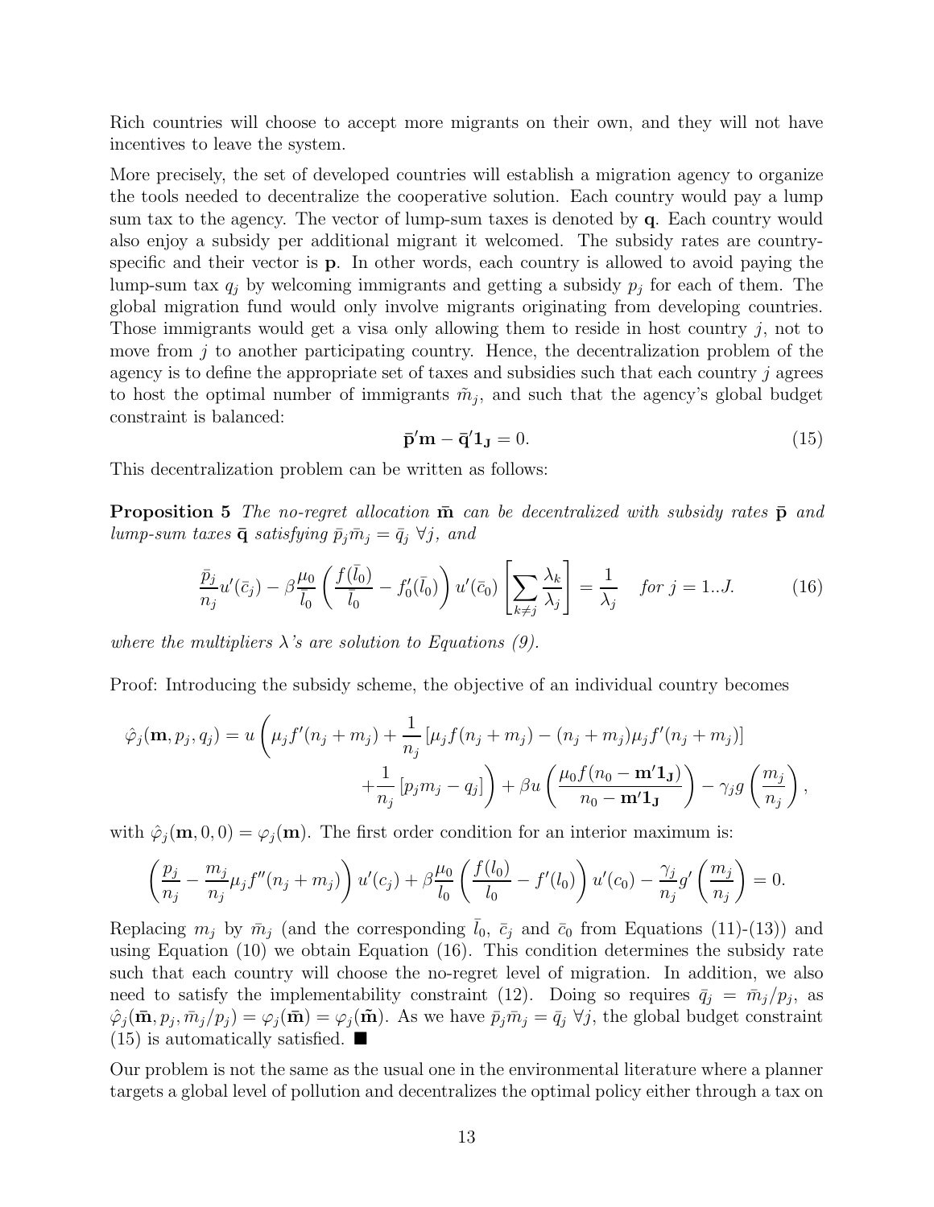Rich countries will choose to accept more migrants on their own, and they will not have incentives to leave the system.

More precisely, the set of developed countries will establish a migration agency to organize the tools needed to decentralize the cooperative solution. Each country would pay a lump sum tax to the agency. The vector of lump-sum taxes is denoted by $\mathbf{q}$. Each country would also enjoy a subsidy per additional migrant it welcomed. The subsidy rates are country-specific and their vector is $\mathbf{p}$. In other words, each country is allowed to avoid paying the lump-sum tax $q_j$ by welcoming immigrants and getting a subsidy $p_j$ for each of them. The global migration fund would only involve migrants originating from developing countries. Those immigrants would get a visa only allowing them to reside in host country $j$, not to move from $j$ to another participating country. Hence, the decentralization problem of the agency is to define the appropriate set of taxes and subsidies such that each country $j$ agrees to host the optimal number of immigrants $\tilde{m}_j$, and such that the agency's global budget constraint is balanced:

$$\bar{\mathbf{p}}'\mathbf{m} - \bar{\mathbf{q}}'\mathbf{1_J} = 0. \tag{15}$$

This decentralization problem can be written as follows:

**Proposition 5** *The no-regret allocation $\bar{\mathbf{m}}$ can be decentralized with subsidy rates $\bar{\mathbf{p}}$ and lump-sum taxes $\bar{\mathbf{q}}$ satisfying $\bar{p}_j \bar{m}_j = \bar{q}_j \ \forall j$, and*

$$\frac{\bar{p}_j}{n_j} u'(\bar{c}_j) - \beta \frac{\mu_0}{\bar{l}_0} \left( \frac{f(\bar{l}_0)}{\bar{l}_0} - f_0'(\bar{l}_0) \right) u'(\bar{c}_0) \left[ \sum_{k \neq j} \frac{\lambda_k}{\lambda_j} \right] = \frac{1}{\lambda_j} \quad \text{for } j = 1..J. \tag{16}$$

*where the multipliers $\lambda$'s are solution to Equations (9).*

Proof: Introducing the subsidy scheme, the objective of an individual country becomes

$$\begin{aligned} \hat{\varphi}_j(\mathbf{m}, p_j, q_j) = u \Bigg( \mu_j f'(n_j + m_j) + \frac{1}{n_j} \left[ \mu_j f(n_j + m_j) - (n_j + m_j) \mu_j f'(n_j + m_j) \right] \\ + \frac{1}{n_j} \left[ p_j m_j - q_j \right] \Bigg) + \beta u \left( \frac{\mu_0 f(n_0 - \mathbf{m}'\mathbf{1_J})}{n_0 - \mathbf{m}'\mathbf{1_J}} \right) - \gamma_j g \left( \frac{m_j}{n_j} \right), \end{aligned}$$

with $\hat{\varphi}_j(\mathbf{m}, 0, 0) = \varphi_j(\mathbf{m})$. The first order condition for an interior maximum is:

$$\left( \frac{p_j}{n_j} - \frac{m_j}{n_j} \mu_j f''(n_j + m_j) \right) u'(c_j) + \beta \frac{\mu_0}{l_0} \left( \frac{f(l_0)}{l_0} - f'(l_0) \right) u'(c_0) - \frac{\gamma_j}{n_j} g' \left( \frac{m_j}{n_j} \right) = 0.$$

Replacing $m_j$ by $\bar{m}_j$ (and the corresponding $\bar{l}_0$, $\bar{c}_j$ and $\bar{c}_0$ from Equations (11)-(13)) and using Equation (10) we obtain Equation (16). This condition determines the subsidy rate such that each country will choose the no-regret level of migration. In addition, we also need to satisfy the implementability constraint (12). Doing so requires $\bar{q}_j = \bar{m}_j / p_j$, as $\hat{\varphi}_j(\bar{\mathbf{m}}, p_j, \bar{m}_j/p_j) = \varphi_j(\bar{\mathbf{m}}) = \varphi_j(\tilde{\mathbf{m}})$. As we have $\bar{p}_j \bar{m}_j = \bar{q}_j \ \forall j$, the global budget constraint (15) is automatically satisfied. ■

Our problem is not the same as the usual one in the environmental literature where a planner targets a global level of pollution and decentralizes the optimal policy either through a tax on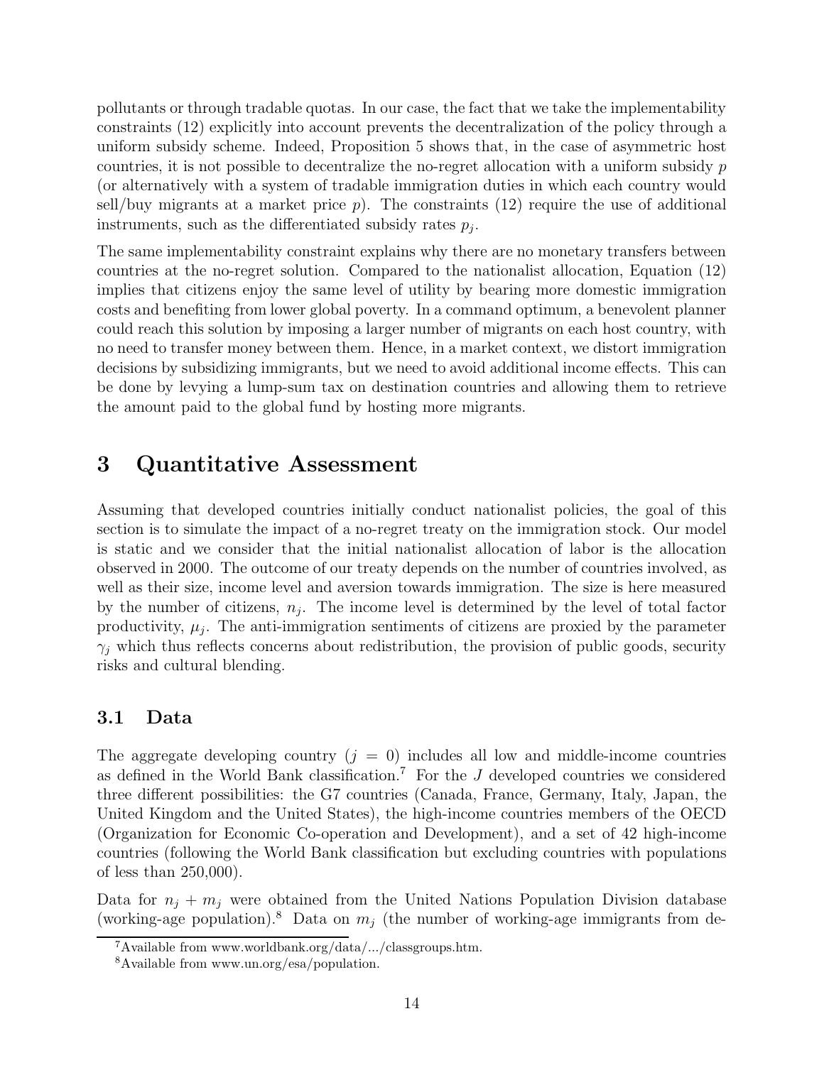pollutants or through tradable quotas. In our case, the fact that we take the implementability constraints (12) explicitly into account prevents the decentralization of the policy through a uniform subsidy scheme. Indeed, Proposition 5 shows that, in the case of asymmetric host countries, it is not possible to decentralize the no-regret allocation with a uniform subsidy $p$ (or alternatively with a system of tradable immigration duties in which each country would sell/buy migrants at a market price $p$). The constraints (12) require the use of additional instruments, such as the differentiated subsidy rates $p_j$.

The same implementability constraint explains why there are no monetary transfers between countries at the no-regret solution. Compared to the nationalist allocation, Equation (12) implies that citizens enjoy the same level of utility by bearing more domestic immigration costs and benefiting from lower global poverty. In a command optimum, a benevolent planner could reach this solution by imposing a larger number of migrants on each host country, with no need to transfer money between them. Hence, in a market context, we distort immigration decisions by subsidizing immigrants, but we need to avoid additional income effects. This can be done by levying a lump-sum tax on destination countries and allowing them to retrieve the amount paid to the global fund by hosting more migrants.

# 3 Quantitative Assessment

Assuming that developed countries initially conduct nationalist policies, the goal of this section is to simulate the impact of a no-regret treaty on the immigration stock. Our model is static and we consider that the initial nationalist allocation of labor is the allocation observed in 2000. The outcome of our treaty depends on the number of countries involved, as well as their size, income level and aversion towards immigration. The size is here measured by the number of citizens, $n_j$. The income level is determined by the level of total factor productivity, $\mu_j$. The anti-immigration sentiments of citizens are proxied by the parameter $\gamma_j$ which thus reflects concerns about redistribution, the provision of public goods, security risks and cultural blending.

## 3.1 Data

The aggregate developing country ($j = 0$) includes all low and middle-income countries as defined in the World Bank classification.[7] For the $J$ developed countries we considered three different possibilities: the G7 countries (Canada, France, Germany, Italy, Japan, the United Kingdom and the United States), the high-income countries members of the OECD (Organization for Economic Co-operation and Development), and a set of 42 high-income countries (following the World Bank classification but excluding countries with populations of less than 250,000).

Data for $n_j + m_j$ were obtained from the United Nations Population Division database (working-age population).[8] Data on $m_j$ (the number of working-age immigrants from de-

[7] Available from www.worldbank.org/data/.../classgroups.htm.

[8] Available from www.un.org/esa/population.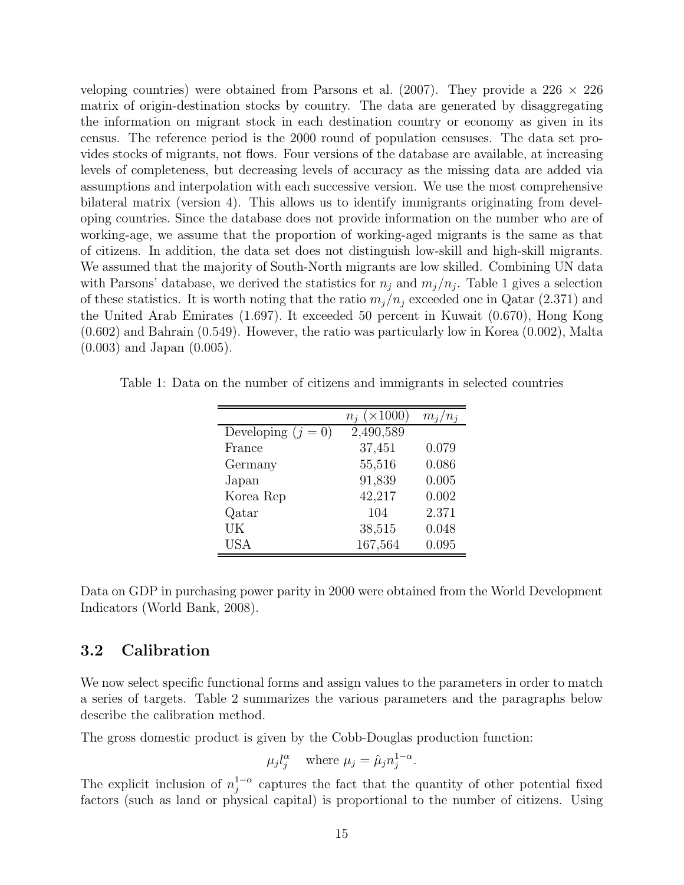veloping countries) were obtained from Parsons et al. (2007). They provide a 226 × 226 matrix of origin-destination stocks by country. The data are generated by disaggregating the information on migrant stock in each destination country or economy as given in its census. The reference period is the 2000 round of population censuses. The data set provides stocks of migrants, not flows. Four versions of the database are available, at increasing levels of completeness, but decreasing levels of accuracy as the missing data are added via assumptions and interpolation with each successive version. We use the most comprehensive bilateral matrix (version 4). This allows us to identify immigrants originating from developing countries. Since the database does not provide information on the number who are of working-age, we assume that the proportion of working-aged migrants is the same as that of citizens. In addition, the data set does not distinguish low-skill and high-skill migrants. We assumed that the majority of South-North migrants are low skilled. Combining UN data with Parsons' database, we derived the statistics for $n_j$ and $m_j/n_j$. Table 1 gives a selection of these statistics. It is worth noting that the ratio $m_j/n_j$ exceeded one in Qatar (2.371) and the United Arab Emirates (1.697). It exceeded 50 percent in Kuwait (0.670), Hong Kong (0.602) and Bahrain (0.549). However, the ratio was particularly low in Korea (0.002), Malta (0.003) and Japan (0.005).

Table 1: Data on the number of citizens and immigrants in selected countries

| | $n_j$ ($\times 1000$) | $m_j/n_j$ |
|---|---|---|
| Developing ($j = 0$) | 2,490,589 | |
| France | 37,451 | 0.079 |
| Germany | 55,516 | 0.086 |
| Japan | 91,839 | 0.005 |
| Korea Rep | 42,217 | 0.002 |
| Qatar | 104 | 2.371 |
| UK | 38,515 | 0.048 |
| USA | 167,564 | 0.095 |

Data on GDP in purchasing power parity in 2000 were obtained from the World Development Indicators (World Bank, 2008).

## 3.2 Calibration

We now select specific functional forms and assign values to the parameters in order to match a series of targets. Table 2 summarizes the various parameters and the paragraphs below describe the calibration method.

The gross domestic product is given by the Cobb-Douglas production function:

$$\mu_j l_j^{\alpha} \quad \text{where } \mu_j = \hat{\mu}_j n_j^{1-\alpha}.$$

The explicit inclusion of $n_j^{1-\alpha}$ captures the fact that the quantity of other potential fixed factors (such as land or physical capital) is proportional to the number of citizens. Using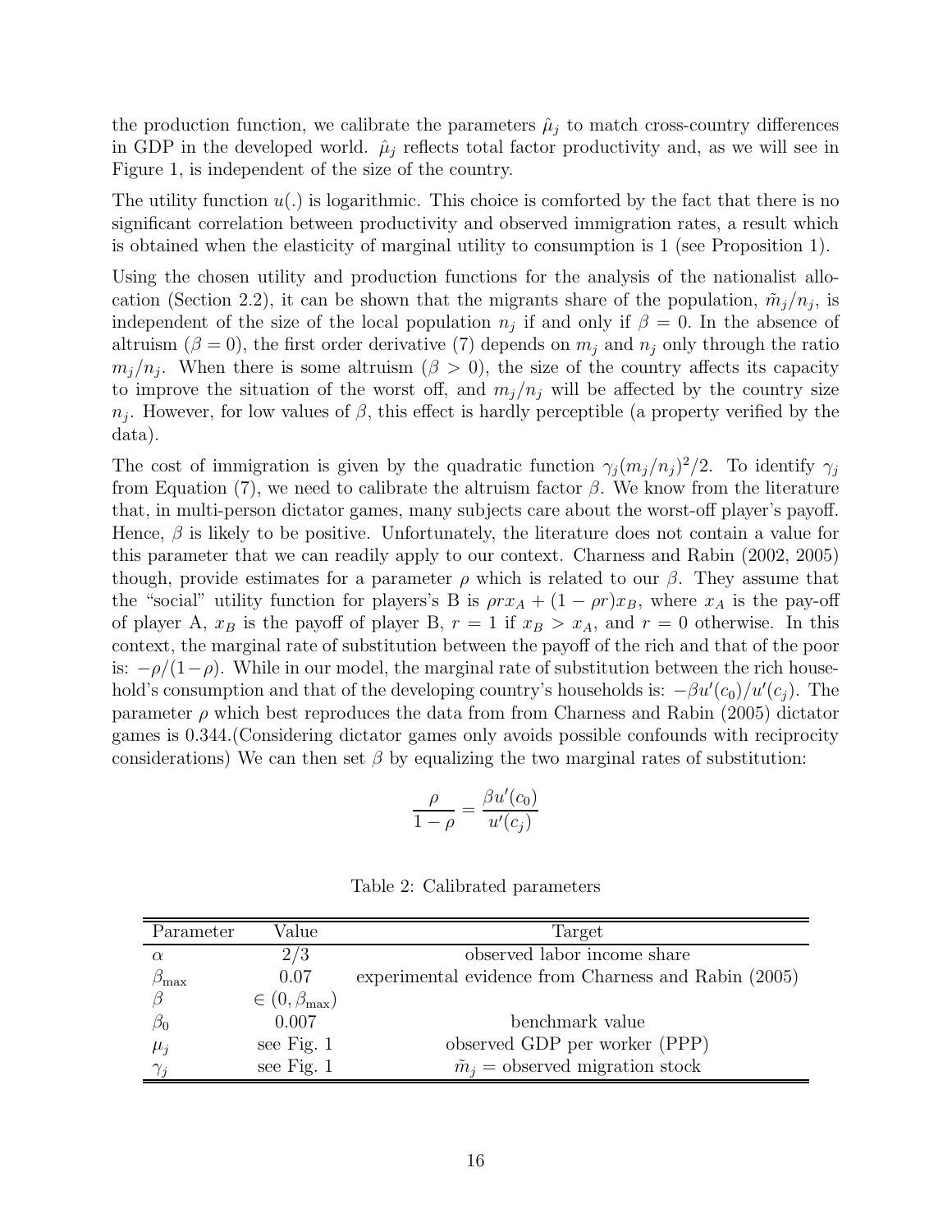the production function, we calibrate the parameters $\hat{\mu}_j$ to match cross-country differences in GDP in the developed world. $\hat{\mu}_j$ reflects total factor productivity and, as we will see in Figure 1, is independent of the size of the country.

The utility function $u(.)$ is logarithmic. This choice is comforted by the fact that there is no significant correlation between productivity and observed immigration rates, a result which is obtained when the elasticity of marginal utility to consumption is 1 (see Proposition 1).

Using the chosen utility and production functions for the analysis of the nationalist allocation (Section 2.2), it can be shown that the migrants share of the population, $\tilde{m}_j/n_j$, is independent of the size of the local population $n_j$ if and only if $\beta = 0$. In the absence of altruism ($\beta = 0$), the first order derivative (7) depends on $m_j$ and $n_j$ only through the ratio $m_j/n_j$. When there is some altruism ($\beta > 0$), the size of the country affects its capacity to improve the situation of the worst off, and $m_j/n_j$ will be affected by the country size $n_j$. However, for low values of $\beta$, this effect is hardly perceptible (a property verified by the data).

The cost of immigration is given by the quadratic function $\gamma_j(m_j/n_j)^2/2$. To identify $\gamma_j$ from Equation (7), we need to calibrate the altruism factor $\beta$. We know from the literature that, in multi-person dictator games, many subjects care about the worst-off player's payoff. Hence, $\beta$ is likely to be positive. Unfortunately, the literature does not contain a value for this parameter that we can readily apply to our context. Charness and Rabin (2002, 2005) though, provide estimates for a parameter $\rho$ which is related to our $\beta$. They assume that the "social" utility function for players's B is $\rho r x_A + (1 - \rho r)x_B$, where $x_A$ is the pay-off of player A, $x_B$ is the payoff of player B, $r = 1$ if $x_B > x_A$, and $r = 0$ otherwise. In this context, the marginal rate of substitution between the payoff of the rich and that of the poor is: $-\rho/(1-\rho)$. While in our model, the marginal rate of substitution between the rich household's consumption and that of the developing country's households is: $-\beta u'(c_0)/u'(c_j)$. The parameter $\rho$ which best reproduces the data from from Charness and Rabin (2005) dictator games is 0.344.(Considering dictator games only avoids possible confounds with reciprocity considerations) We can then set $\beta$ by equalizing the two marginal rates of substitution:

$$\frac{\rho}{1-\rho} = \frac{\beta u'(c_0)}{u'(c_j)}$$

Table 2: Calibrated parameters

| Parameter | Value | Target |
|---|---|---|
| $\alpha$ | 2/3 | observed labor income share |
| $\beta_{\max}$ | 0.07 | experimental evidence from Charness and Rabin (2005) |
| $\beta$ | $\in (0, \beta_{\max})$ | |
| $\beta_0$ | 0.007 | benchmark value |
| $\mu_j$ | see Fig. 1 | observed GDP per worker (PPP) |
| $\gamma_j$ | see Fig. 1 | $\tilde{m}_j$ = observed migration stock |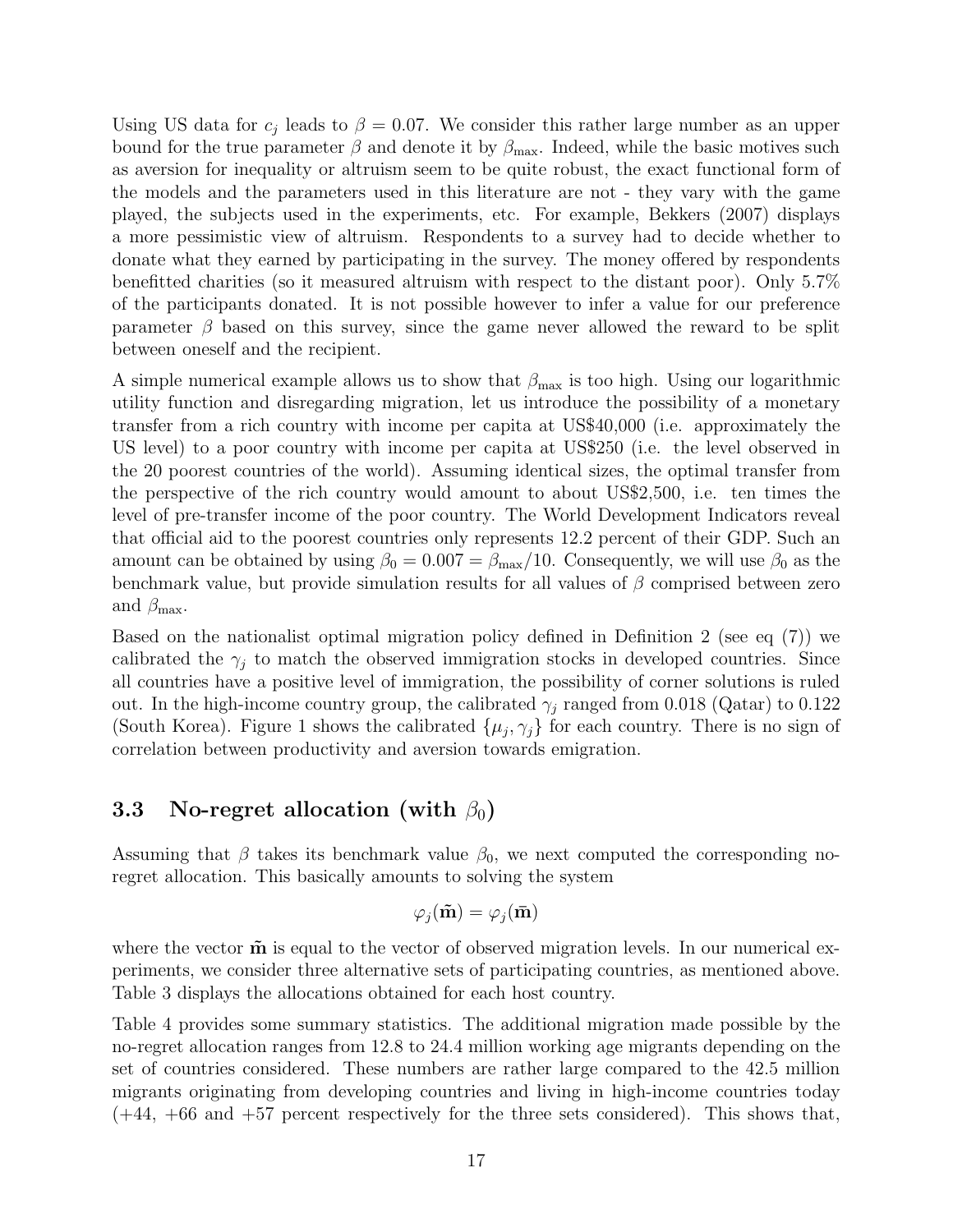Using US data for $c_j$ leads to $\beta = 0.07$. We consider this rather large number as an upper bound for the true parameter $\beta$ and denote it by $\beta_{\max}$. Indeed, while the basic motives such as aversion for inequality or altruism seem to be quite robust, the exact functional form of the models and the parameters used in this literature are not - they vary with the game played, the subjects used in the experiments, etc. For example, Bekkers (2007) displays a more pessimistic view of altruism. Respondents to a survey had to decide whether to donate what they earned by participating in the survey. The money offered by respondents benefitted charities (so it measured altruism with respect to the distant poor). Only 5.7% of the participants donated. It is not possible however to infer a value for our preference parameter $\beta$ based on this survey, since the game never allowed the reward to be split between oneself and the recipient.

A simple numerical example allows us to show that $\beta_{\max}$ is too high. Using our logarithmic utility function and disregarding migration, let us introduce the possibility of a monetary transfer from a rich country with income per capita at US$40,000 (i.e. approximately the US level) to a poor country with income per capita at US$250 (i.e. the level observed in the 20 poorest countries of the world). Assuming identical sizes, the optimal transfer from the perspective of the rich country would amount to about US$2,500, i.e. ten times the level of pre-transfer income of the poor country. The World Development Indicators reveal that official aid to the poorest countries only represents 12.2 percent of their GDP. Such an amount can be obtained by using $\beta_0 = 0.007 = \beta_{\max}/10$. Consequently, we will use $\beta_0$ as the benchmark value, but provide simulation results for all values of $\beta$ comprised between zero and $\beta_{\max}$.

Based on the nationalist optimal migration policy defined in Definition 2 (see eq (7)) we calibrated the $\gamma_j$ to match the observed immigration stocks in developed countries. Since all countries have a positive level of immigration, the possibility of corner solutions is ruled out. In the high-income country group, the calibrated $\gamma_j$ ranged from 0.018 (Qatar) to 0.122 (South Korea). Figure 1 shows the calibrated $\{\mu_j, \gamma_j\}$ for each country. There is no sign of correlation between productivity and aversion towards emigration.

### 3.3 No-regret allocation (with $\beta_0$)

Assuming that $\beta$ takes its benchmark value $\beta_0$, we next computed the corresponding no-regret allocation. This basically amounts to solving the system

$$\varphi_j(\tilde{\mathbf{m}}) = \varphi_j(\bar{\mathbf{m}})$$

where the vector $\tilde{\mathbf{m}}$ is equal to the vector of observed migration levels. In our numerical experiments, we consider three alternative sets of participating countries, as mentioned above. Table 3 displays the allocations obtained for each host country.

Table 4 provides some summary statistics. The additional migration made possible by the no-regret allocation ranges from 12.8 to 24.4 million working age migrants depending on the set of countries considered. These numbers are rather large compared to the 42.5 million migrants originating from developing countries and living in high-income countries today (+44, +66 and +57 percent respectively for the three sets considered). This shows that,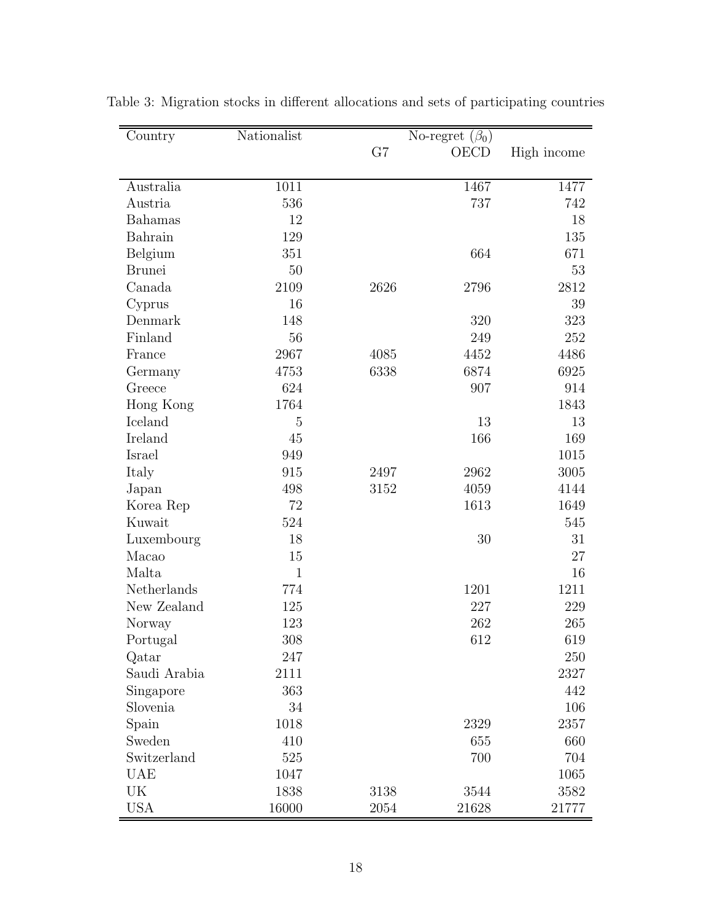Table 3: Migration stocks in different allocations and sets of participating countries

| Country | Nationalist | No-regret ($\beta_0$) | | |
|---|---|---|---|---|
| | | G7 | OECD | High income |
| Australia | 1011 | | 1467 | 1477 |
| Austria | 536 | | 737 | 742 |
| Bahamas | 12 | | | 18 |
| Bahrain | 129 | | | 135 |
| Belgium | 351 | | 664 | 671 |
| Brunei | 50 | | | 53 |
| Canada | 2109 | 2626 | 2796 | 2812 |
| Cyprus | 16 | | | 39 |
| Denmark | 148 | | 320 | 323 |
| Finland | 56 | | 249 | 252 |
| France | 2967 | 4085 | 4452 | 4486 |
| Germany | 4753 | 6338 | 6874 | 6925 |
| Greece | 624 | | 907 | 914 |
| Hong Kong | 1764 | | | 1843 |
| Iceland | 5 | | 13 | 13 |
| Ireland | 45 | | 166 | 169 |
| Israel | 949 | | | 1015 |
| Italy | 915 | 2497 | 2962 | 3005 |
| Japan | 498 | 3152 | 4059 | 4144 |
| Korea Rep | 72 | | 1613 | 1649 |
| Kuwait | 524 | | | 545 |
| Luxembourg | 18 | | 30 | 31 |
| Macao | 15 | | | 27 |
| Malta | 1 | | | 16 |
| Netherlands | 774 | | 1201 | 1211 |
| New Zealand | 125 | | 227 | 229 |
| Norway | 123 | | 262 | 265 |
| Portugal | 308 | | 612 | 619 |
| Qatar | 247 | | | 250 |
| Saudi Arabia | 2111 | | | 2327 |
| Singapore | 363 | | | 442 |
| Slovenia | 34 | | | 106 |
| Spain | 1018 | | 2329 | 2357 |
| Sweden | 410 | | 655 | 660 |
| Switzerland | 525 | | 700 | 704 |
| UAE | 1047 | | | 1065 |
| UK | 1838 | 3138 | 3544 | 3582 |
| USA | 16000 | 2054 | 21628 | 21777 |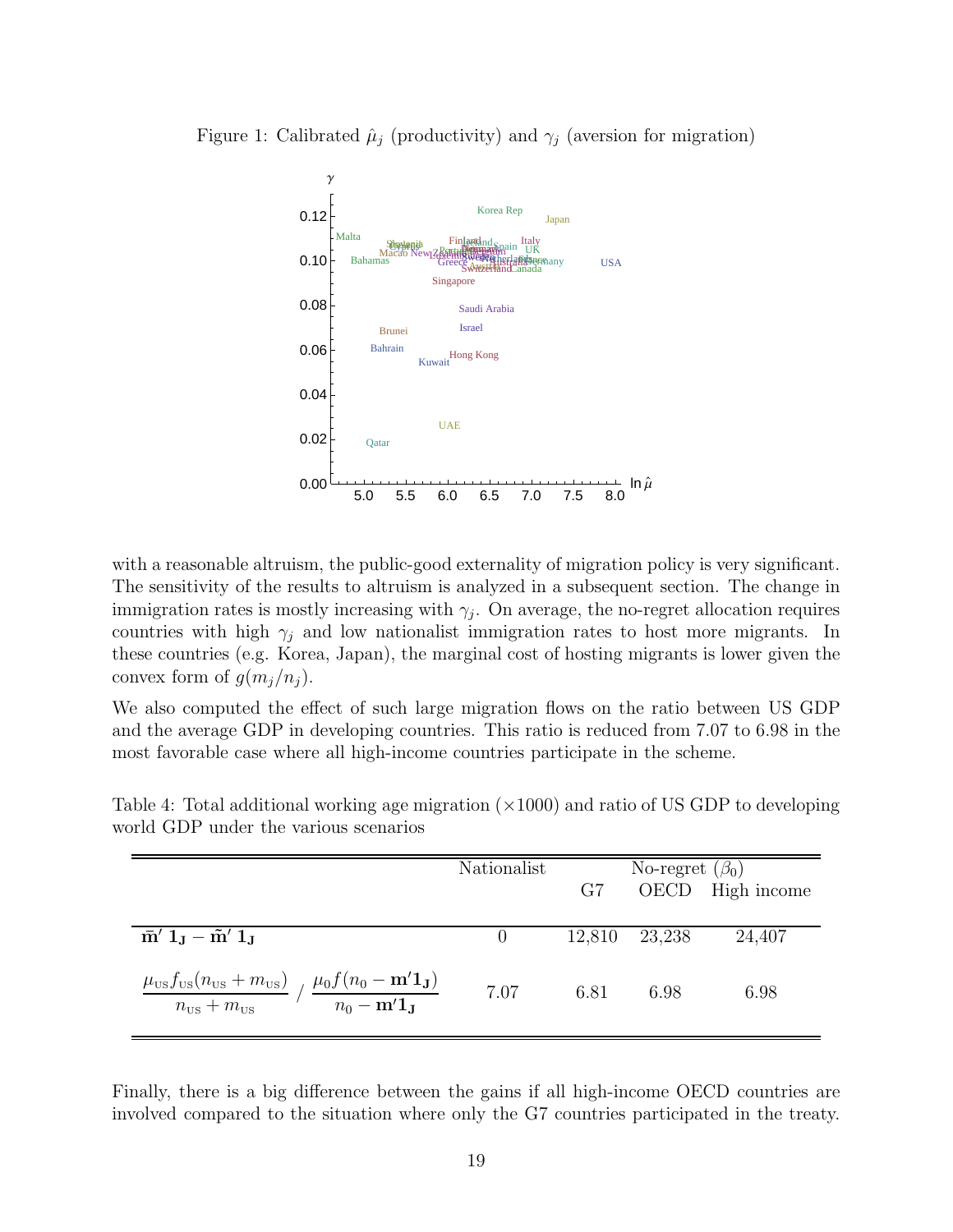Figure 1: Calibrated $\hat{\mu}_j$ (productivity) and $\gamma_j$ (aversion for migration)

with a reasonable altruism, the public-good externality of migration policy is very significant. The sensitivity of the results to altruism is analyzed in a subsequent section. The change in immigration rates is mostly increasing with $\gamma_j$. On average, the no-regret allocation requires countries with high $\gamma_j$ and low nationalist immigration rates to host more migrants. In these countries (e.g. Korea, Japan), the marginal cost of hosting migrants is lower given the convex form of $g(m_j/n_j)$.

We also computed the effect of such large migration flows on the ratio between US GDP and the average GDP in developing countries. This ratio is reduced from 7.07 to 6.98 in the most favorable case where all high-income countries participate in the scheme.

Table 4: Total additional working age migration ($\times 1000$) and ratio of US GDP to developing world GDP under the various scenarios

| | Nationalist | No-regret ($\beta_0$) | | |
|---|---|---|---|---|
| | | G7 | OECD | High income |
| $\mathbf{\bar{m}'\,1_J - \tilde{m}'\,1_J}$ | 0 | 12,810 | 23,238 | 24,407 |
| $\dfrac{\mu_{\text{US}} f_{\text{US}}(n_{\text{US}}+m_{\text{US}})}{n_{\text{US}}+m_{\text{US}}} \Big/ \dfrac{\mu_0 f(n_0 - \mathbf{m'1_J})}{n_0 - \mathbf{m'1_J}}$ | 7.07 | 6.81 | 6.98 | 6.98 |

Finally, there is a big difference between the gains if all high-income OECD countries are involved compared to the situation where only the G7 countries participated in the treaty.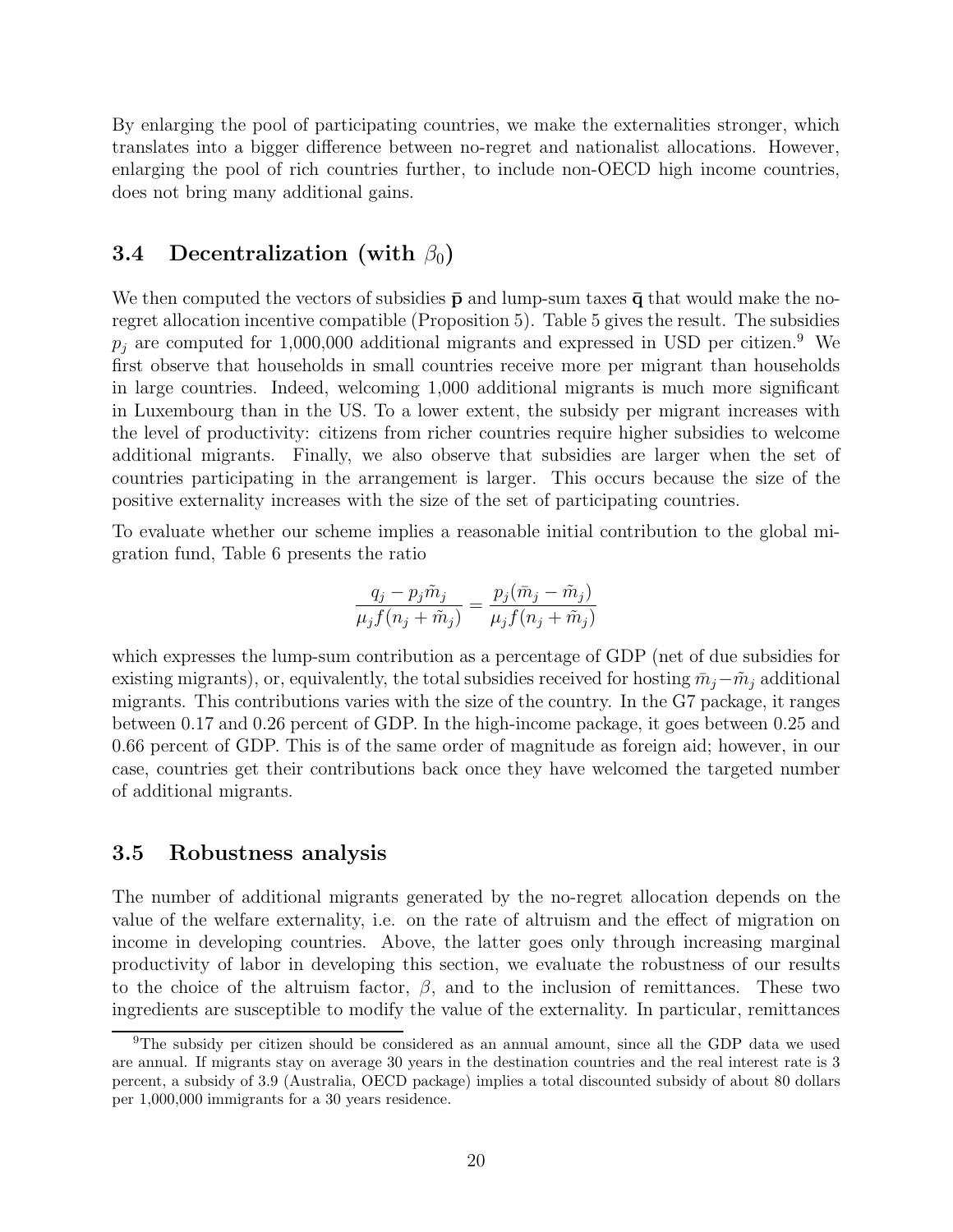By enlarging the pool of participating countries, we make the externalities stronger, which translates into a bigger difference between no-regret and nationalist allocations. However, enlarging the pool of rich countries further, to include non-OECD high income countries, does not bring many additional gains.

### 3.4 Decentralization (with $\beta_0$)

We then computed the vectors of subsidies $\bar{\mathbf{p}}$ and lump-sum taxes $\bar{\mathbf{q}}$ that would make the no-regret allocation incentive compatible (Proposition 5). Table 5 gives the result. The subsidies $p_j$ are computed for 1,000,000 additional migrants and expressed in USD per citizen.[9] We first observe that households in small countries receive more per migrant than households in large countries. Indeed, welcoming 1,000 additional migrants is much more significant in Luxembourg than in the US. To a lower extent, the subsidy per migrant increases with the level of productivity: citizens from richer countries require higher subsidies to welcome additional migrants. Finally, we also observe that subsidies are larger when the set of countries participating in the arrangement is larger. This occurs because the size of the positive externality increases with the size of the set of participating countries.

To evaluate whether our scheme implies a reasonable initial contribution to the global migration fund, Table 6 presents the ratio

$$\frac{q_j - p_j \tilde{m}_j}{\mu_j f(n_j + \tilde{m}_j)} = \frac{p_j(\bar{m}_j - \tilde{m}_j)}{\mu_j f(n_j + \tilde{m}_j)}$$

which expresses the lump-sum contribution as a percentage of GDP (net of due subsidies for existing migrants), or, equivalently, the total subsidies received for hosting $\bar{m}_j - \tilde{m}_j$ additional migrants. This contributions varies with the size of the country. In the G7 package, it ranges between 0.17 and 0.26 percent of GDP. In the high-income package, it goes between 0.25 and 0.66 percent of GDP. This is of the same order of magnitude as foreign aid; however, in our case, countries get their contributions back once they have welcomed the targeted number of additional migrants.

### 3.5 Robustness analysis

The number of additional migrants generated by the no-regret allocation depends on the value of the welfare externality, i.e. on the rate of altruism and the effect of migration on income in developing countries. Above, the latter goes only through increasing marginal productivity of labor in developing this section, we evaluate the robustness of our results to the choice of the altruism factor, $\beta$, and to the inclusion of remittances. These two ingredients are susceptible to modify the value of the externality. In particular, remittances

[9] The subsidy per citizen should be considered as an annual amount, since all the GDP data we used are annual. If migrants stay on average 30 years in the destination countries and the real interest rate is 3 percent, a subsidy of 3.9 (Australia, OECD package) implies a total discounted subsidy of about 80 dollars per 1,000,000 immigrants for a 30 years residence.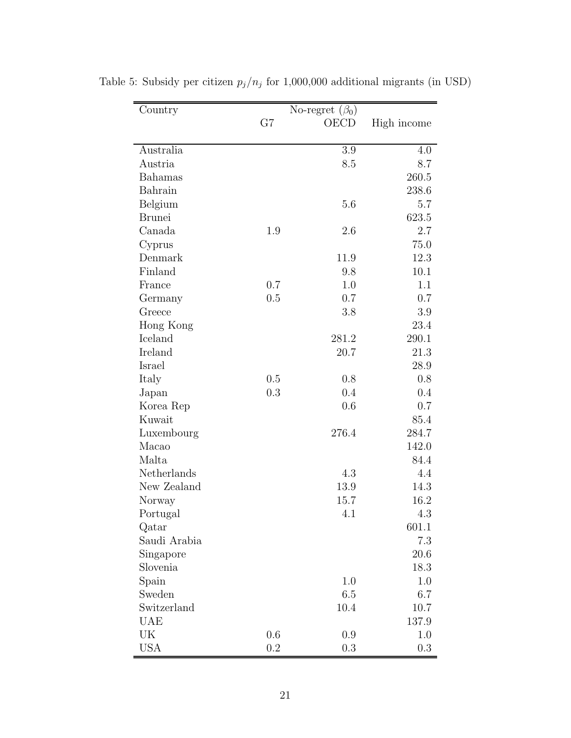Table 5: Subsidy per citizen $p_j/n_j$ for 1,000,000 additional migrants (in USD)

| Country | No-regret ($\beta_0$) | | |
|---|---|---|---|
| | G7 | OECD | High income |
| Australia | | 3.9 | 4.0 |
| Austria | | 8.5 | 8.7 |
| Bahamas | | | 260.5 |
| Bahrain | | | 238.6 |
| Belgium | | 5.6 | 5.7 |
| Brunei | | | 623.5 |
| Canada | 1.9 | 2.6 | 2.7 |
| Cyprus | | | 75.0 |
| Denmark | | 11.9 | 12.3 |
| Finland | | 9.8 | 10.1 |
| France | 0.7 | 1.0 | 1.1 |
| Germany | 0.5 | 0.7 | 0.7 |
| Greece | | 3.8 | 3.9 |
| Hong Kong | | | 23.4 |
| Iceland | | 281.2 | 290.1 |
| Ireland | | 20.7 | 21.3 |
| Israel | | | 28.9 |
| Italy | 0.5 | 0.8 | 0.8 |
| Japan | 0.3 | 0.4 | 0.4 |
| Korea Rep | | 0.6 | 0.7 |
| Kuwait | | | 85.4 |
| Luxembourg | | 276.4 | 284.7 |
| Macao | | | 142.0 |
| Malta | | | 84.4 |
| Netherlands | | 4.3 | 4.4 |
| New Zealand | | 13.9 | 14.3 |
| Norway | | 15.7 | 16.2 |
| Portugal | | 4.1 | 4.3 |
| Qatar | | | 601.1 |
| Saudi Arabia | | | 7.3 |
| Singapore | | | 20.6 |
| Slovenia | | | 18.3 |
| Spain | | 1.0 | 1.0 |
| Sweden | | 6.5 | 6.7 |
| Switzerland | | 10.4 | 10.7 |
| UAE | | | 137.9 |
| UK | 0.6 | 0.9 | 1.0 |
| USA | 0.2 | 0.3 | 0.3 |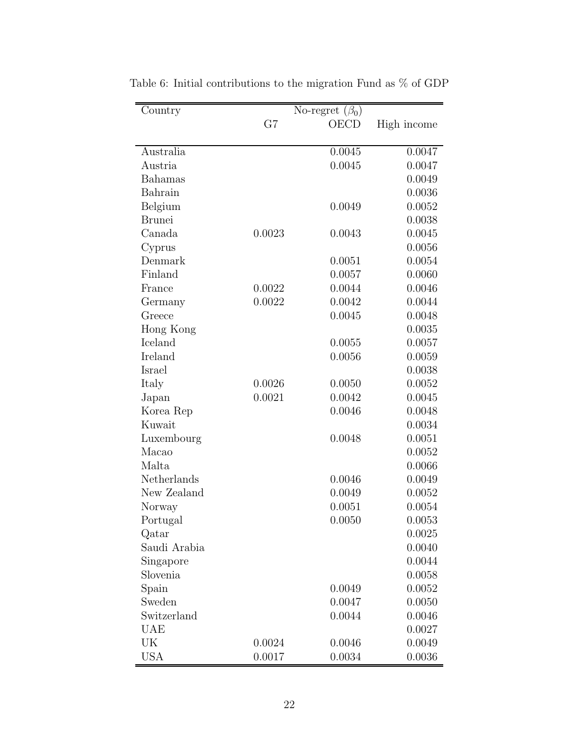Table 6: Initial contributions to the migration Fund as % of GDP

| Country | No-regret ($\beta_0$) | | |
|---|---|---|---|
| | G7 | OECD | High income |
| Australia | | 0.0045 | 0.0047 |
| Austria | | 0.0045 | 0.0047 |
| Bahamas | | | 0.0049 |
| Bahrain | | | 0.0036 |
| Belgium | | 0.0049 | 0.0052 |
| Brunei | | | 0.0038 |
| Canada | 0.0023 | 0.0043 | 0.0045 |
| Cyprus | | | 0.0056 |
| Denmark | | 0.0051 | 0.0054 |
| Finland | | 0.0057 | 0.0060 |
| France | 0.0022 | 0.0044 | 0.0046 |
| Germany | 0.0022 | 0.0042 | 0.0044 |
| Greece | | 0.0045 | 0.0048 |
| Hong Kong | | | 0.0035 |
| Iceland | | 0.0055 | 0.0057 |
| Ireland | | 0.0056 | 0.0059 |
| Israel | | | 0.0038 |
| Italy | 0.0026 | 0.0050 | 0.0052 |
| Japan | 0.0021 | 0.0042 | 0.0045 |
| Korea Rep | | 0.0046 | 0.0048 |
| Kuwait | | | 0.0034 |
| Luxembourg | | 0.0048 | 0.0051 |
| Macao | | | 0.0052 |
| Malta | | | 0.0066 |
| Netherlands | | 0.0046 | 0.0049 |
| New Zealand | | 0.0049 | 0.0052 |
| Norway | | 0.0051 | 0.0054 |
| Portugal | | 0.0050 | 0.0053 |
| Qatar | | | 0.0025 |
| Saudi Arabia | | | 0.0040 |
| Singapore | | | 0.0044 |
| Slovenia | | | 0.0058 |
| Spain | | 0.0049 | 0.0052 |
| Sweden | | 0.0047 | 0.0050 |
| Switzerland | | 0.0044 | 0.0046 |
| UAE | | | 0.0027 |
| UK | 0.0024 | 0.0046 | 0.0049 |
| USA | 0.0017 | 0.0034 | 0.0036 |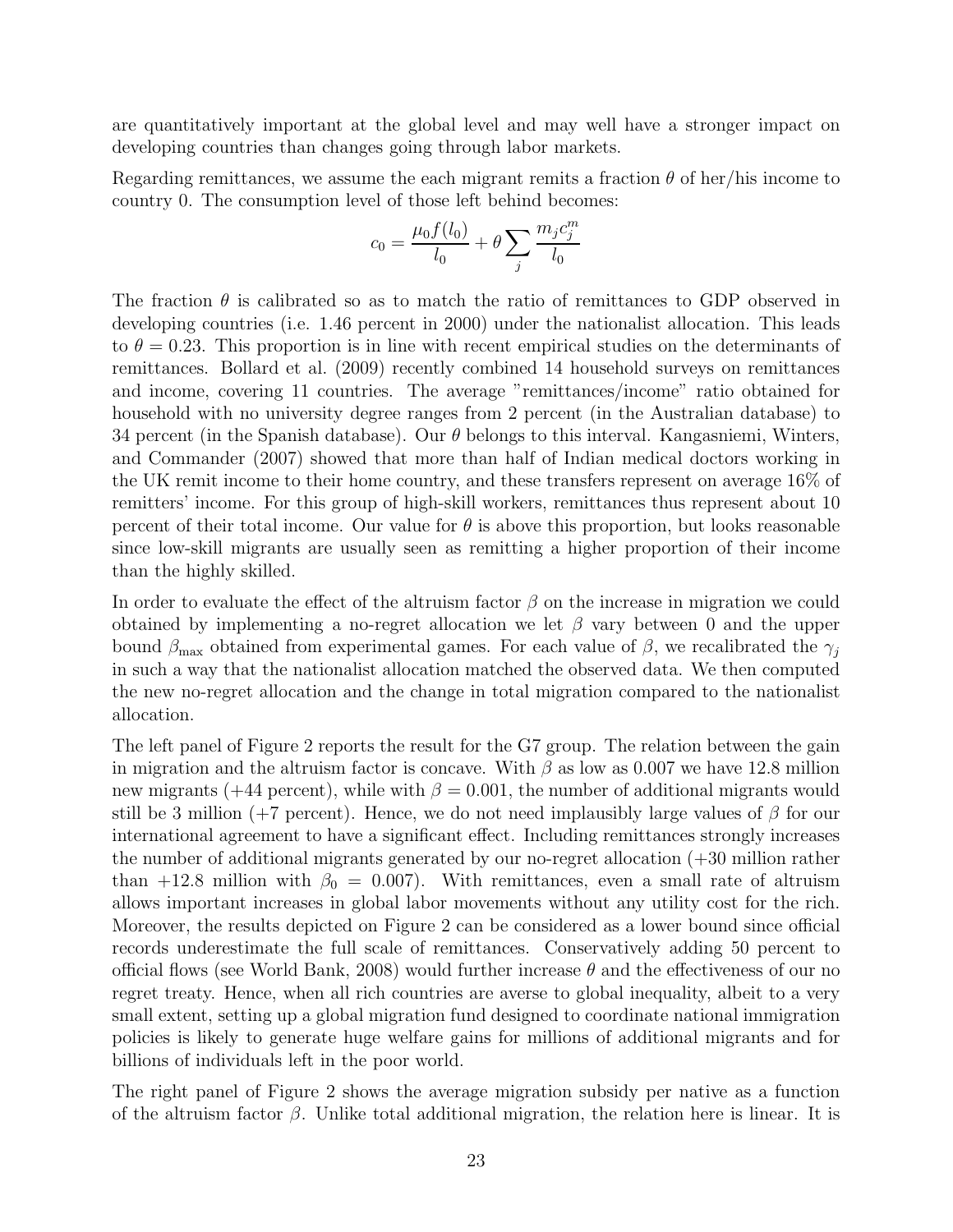are quantitatively important at the global level and may well have a stronger impact on developing countries than changes going through labor markets.

Regarding remittances, we assume the each migrant remits a fraction $\theta$ of her/his income to country 0. The consumption level of those left behind becomes:

$$c_0 = \frac{\mu_0 f(l_0)}{l_0} + \theta \sum_j \frac{m_j c_j^m}{l_0}$$

The fraction $\theta$ is calibrated so as to match the ratio of remittances to GDP observed in developing countries (i.e. 1.46 percent in 2000) under the nationalist allocation. This leads to $\theta = 0.23$. This proportion is in line with recent empirical studies on the determinants of remittances. Bollard et al. (2009) recently combined 14 household surveys on remittances and income, covering 11 countries. The average "remittances/income" ratio obtained for household with no university degree ranges from 2 percent (in the Australian database) to 34 percent (in the Spanish database). Our $\theta$ belongs to this interval. Kangasniemi, Winters, and Commander (2007) showed that more than half of Indian medical doctors working in the UK remit income to their home country, and these transfers represent on average 16% of remitters' income. For this group of high-skill workers, remittances thus represent about 10 percent of their total income. Our value for $\theta$ is above this proportion, but looks reasonable since low-skill migrants are usually seen as remitting a higher proportion of their income than the highly skilled.

In order to evaluate the effect of the altruism factor $\beta$ on the increase in migration we could obtained by implementing a no-regret allocation we let $\beta$ vary between 0 and the upper bound $\beta_{\max}$ obtained from experimental games. For each value of $\beta$, we recalibrated the $\gamma_j$ in such a way that the nationalist allocation matched the observed data. We then computed the new no-regret allocation and the change in total migration compared to the nationalist allocation.

The left panel of Figure 2 reports the result for the G7 group. The relation between the gain in migration and the altruism factor is concave. With $\beta$ as low as 0.007 we have 12.8 million new migrants (+44 percent), while with $\beta = 0.001$, the number of additional migrants would still be 3 million (+7 percent). Hence, we do not need implausibly large values of $\beta$ for our international agreement to have a significant effect. Including remittances strongly increases the number of additional migrants generated by our no-regret allocation (+30 million rather than +12.8 million with $\beta_0 = 0.007$). With remittances, even a small rate of altruism allows important increases in global labor movements without any utility cost for the rich. Moreover, the results depicted on Figure 2 can be considered as a lower bound since official records underestimate the full scale of remittances. Conservatively adding 50 percent to official flows (see World Bank, 2008) would further increase $\theta$ and the effectiveness of our no regret treaty. Hence, when all rich countries are averse to global inequality, albeit to a very small extent, setting up a global migration fund designed to coordinate national immigration policies is likely to generate huge welfare gains for millions of additional migrants and for billions of individuals left in the poor world.

The right panel of Figure 2 shows the average migration subsidy per native as a function of the altruism factor $\beta$. Unlike total additional migration, the relation here is linear. It is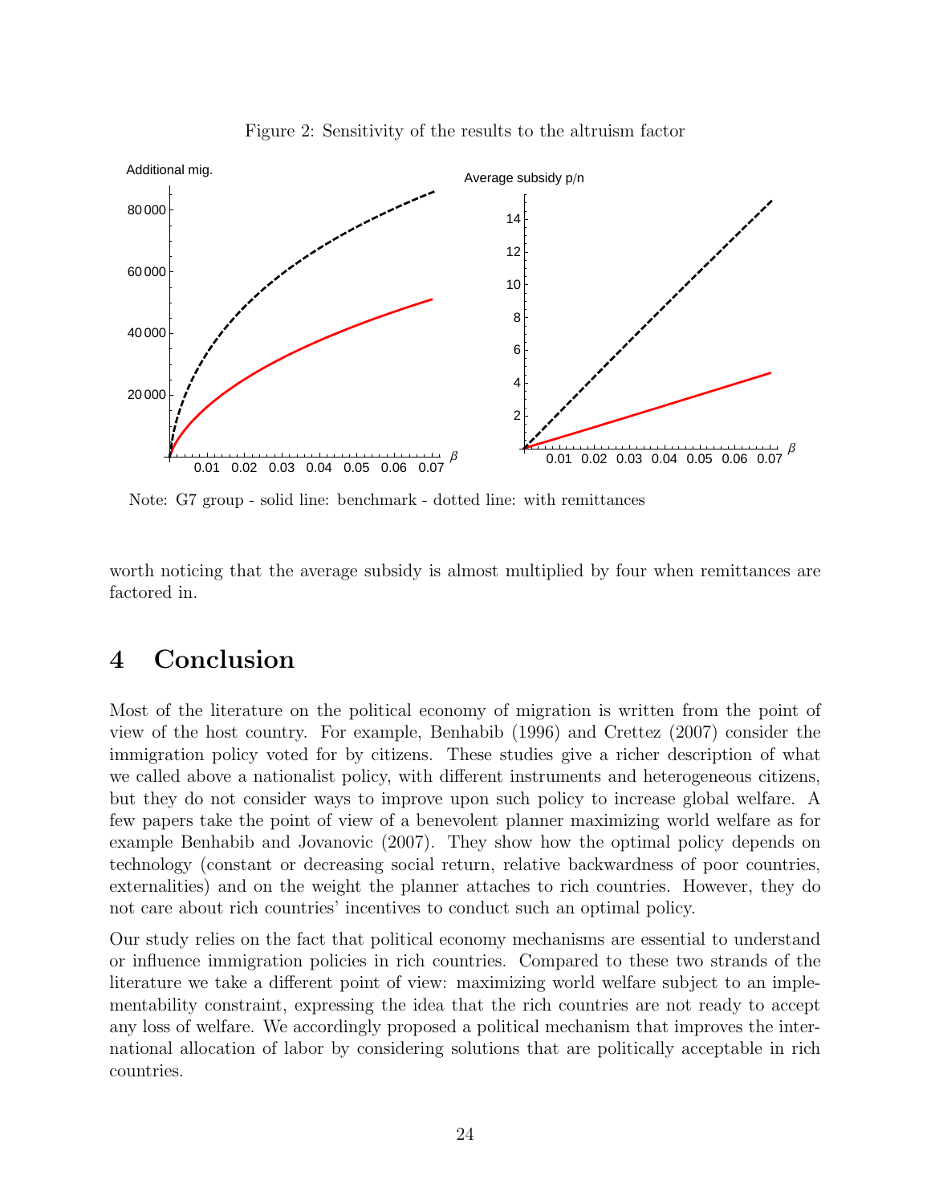Figure 2: Sensitivity of the results to the altruism factor

Note: G7 group - solid line: benchmark - dotted line: with remittances

worth noticing that the average subsidy is almost multiplied by four when remittances are factored in.

# 4 Conclusion

Most of the literature on the political economy of migration is written from the point of view of the host country. For example, Benhabib (1996) and Crettez (2007) consider the immigration policy voted for by citizens. These studies give a richer description of what we called above a nationalist policy, with different instruments and heterogeneous citizens, but they do not consider ways to improve upon such policy to increase global welfare. A few papers take the point of view of a benevolent planner maximizing world welfare as for example Benhabib and Jovanovic (2007). They show how the optimal policy depends on technology (constant or decreasing social return, relative backwardness of poor countries, externalities) and on the weight the planner attaches to rich countries. However, they do not care about rich countries' incentives to conduct such an optimal policy.

Our study relies on the fact that political economy mechanisms are essential to understand or influence immigration policies in rich countries. Compared to these two strands of the literature we take a different point of view: maximizing world welfare subject to an implementability constraint, expressing the idea that the rich countries are not ready to accept any loss of welfare. We accordingly proposed a political mechanism that improves the international allocation of labor by considering solutions that are politically acceptable in rich countries.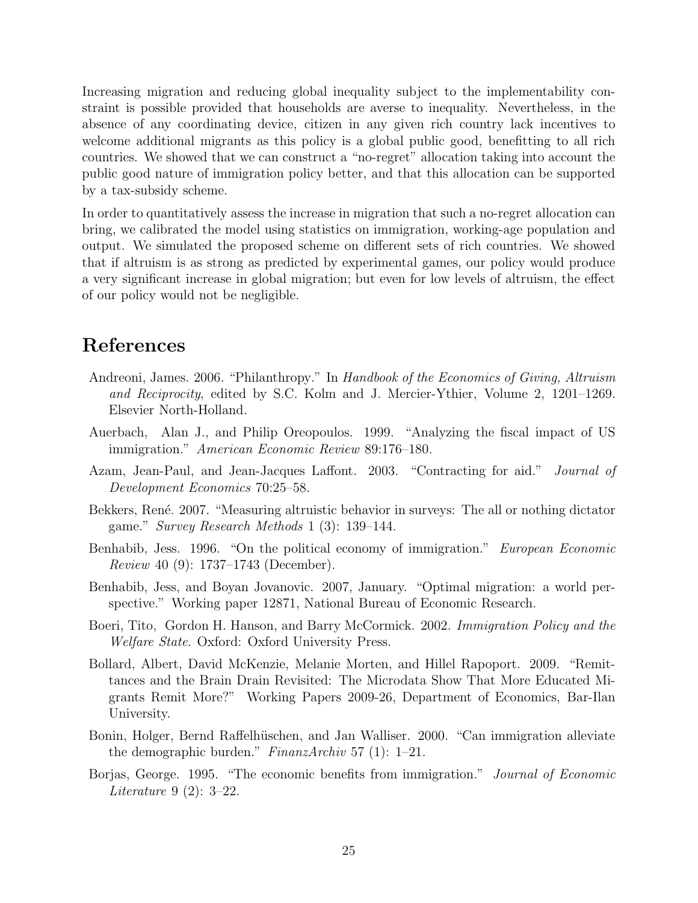Increasing migration and reducing global inequality subject to the implementability constraint is possible provided that households are averse to inequality. Nevertheless, in the absence of any coordinating device, citizen in any given rich country lack incentives to welcome additional migrants as this policy is a global public good, benefitting to all rich countries. We showed that we can construct a "no-regret" allocation taking into account the public good nature of immigration policy better, and that this allocation can be supported by a tax-subsidy scheme.

In order to quantitatively assess the increase in migration that such a no-regret allocation can bring, we calibrated the model using statistics on immigration, working-age population and output. We simulated the proposed scheme on different sets of rich countries. We showed that if altruism is as strong as predicted by experimental games, our policy would produce a very significant increase in global migration; but even for low levels of altruism, the effect of our policy would not be negligible.

# References

Andreoni, James. 2006. "Philanthropy." In *Handbook of the Economics of Giving, Altruism and Reciprocity*, edited by S.C. Kolm and J. Mercier-Ythier, Volume 2, 1201–1269. Elsevier North-Holland.

Auerbach, Alan J., and Philip Oreopoulos. 1999. "Analyzing the fiscal impact of US immigration." *American Economic Review* 89:176–180.

Azam, Jean-Paul, and Jean-Jacques Laffont. 2003. "Contracting for aid." *Journal of Development Economics* 70:25–58.

Bekkers, René. 2007. "Measuring altruistic behavior in surveys: The all or nothing dictator game." *Survey Research Methods* 1 (3): 139–144.

Benhabib, Jess. 1996. "On the political economy of immigration." *European Economic Review* 40 (9): 1737–1743 (December).

Benhabib, Jess, and Boyan Jovanovic. 2007, January. "Optimal migration: a world perspective." Working paper 12871, National Bureau of Economic Research.

Boeri, Tito, Gordon H. Hanson, and Barry McCormick. 2002. *Immigration Policy and the Welfare State*. Oxford: Oxford University Press.

Bollard, Albert, David McKenzie, Melanie Morten, and Hillel Rapoport. 2009. "Remittances and the Brain Drain Revisited: The Microdata Show That More Educated Migrants Remit More?" Working Papers 2009-26, Department of Economics, Bar-Ilan University.

Bonin, Holger, Bernd Raffelhüschen, and Jan Walliser. 2000. "Can immigration alleviate the demographic burden." *FinanzArchiv* 57 (1): 1–21.

Borjas, George. 1995. "The economic benefits from immigration." *Journal of Economic Literature* 9 (2): 3–22.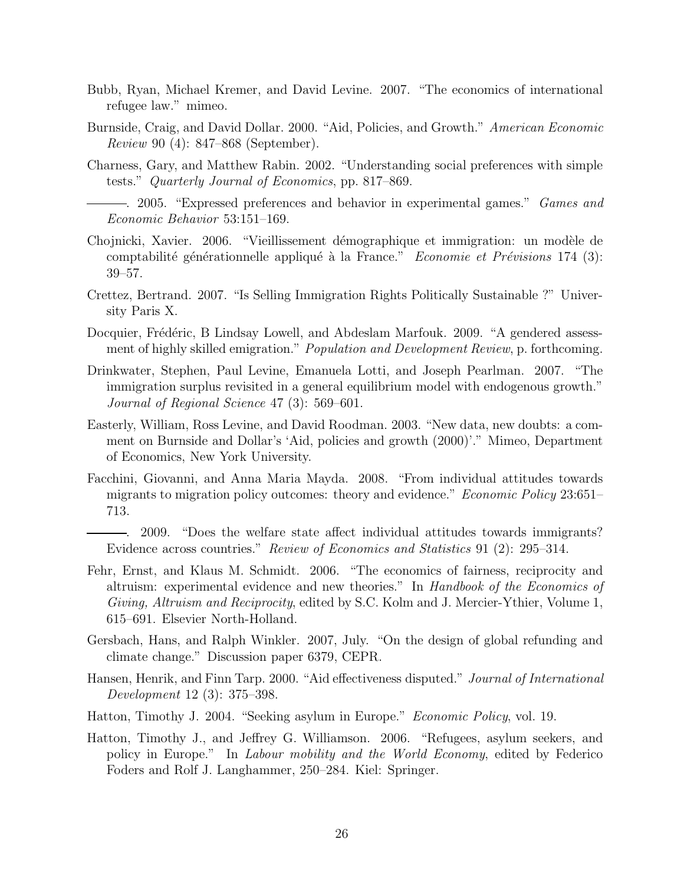Bubb, Ryan, Michael Kremer, and David Levine. 2007. "The economics of international refugee law." mimeo.

Burnside, Craig, and David Dollar. 2000. "Aid, Policies, and Growth." *American Economic Review* 90 (4): 847–868 (September).

Charness, Gary, and Matthew Rabin. 2002. "Understanding social preferences with simple tests." *Quarterly Journal of Economics*, pp. 817–869.

———. 2005. "Expressed preferences and behavior in experimental games." *Games and Economic Behavior* 53:151–169.

Chojnicki, Xavier. 2006. "Vieillissement démographique et immigration: un modèle de comptabilité générationnelle appliqué à la France." *Economie et Prévisions* 174 (3): 39–57.

Crettez, Bertrand. 2007. "Is Selling Immigration Rights Politically Sustainable ?" University Paris X.

Docquier, Frédéric, B Lindsay Lowell, and Abdeslam Marfouk. 2009. "A gendered assessment of highly skilled emigration." *Population and Development Review*, p. forthcoming.

Drinkwater, Stephen, Paul Levine, Emanuela Lotti, and Joseph Pearlman. 2007. "The immigration surplus revisited in a general equilibrium model with endogenous growth." *Journal of Regional Science* 47 (3): 569–601.

Easterly, William, Ross Levine, and David Roodman. 2003. "New data, new doubts: a comment on Burnside and Dollar's 'Aid, policies and growth (2000)'." Mimeo, Department of Economics, New York University.

Facchini, Giovanni, and Anna Maria Mayda. 2008. "From individual attitudes towards migrants to migration policy outcomes: theory and evidence." *Economic Policy* 23:651–713.

———. 2009. "Does the welfare state affect individual attitudes towards immigrants? Evidence across countries." *Review of Economics and Statistics* 91 (2): 295–314.

Fehr, Ernst, and Klaus M. Schmidt. 2006. "The economics of fairness, reciprocity and altruism: experimental evidence and new theories." In *Handbook of the Economics of Giving, Altruism and Reciprocity*, edited by S.C. Kolm and J. Mercier-Ythier, Volume 1, 615–691. Elsevier North-Holland.

Gersbach, Hans, and Ralph Winkler. 2007, July. "On the design of global refunding and climate change." Discussion paper 6379, CEPR.

Hansen, Henrik, and Finn Tarp. 2000. "Aid effectiveness disputed." *Journal of International Development* 12 (3): 375–398.

Hatton, Timothy J. 2004. "Seeking asylum in Europe." *Economic Policy*, vol. 19.

Hatton, Timothy J., and Jeffrey G. Williamson. 2006. "Refugees, asylum seekers, and policy in Europe." In *Labour mobility and the World Economy*, edited by Federico Foders and Rolf J. Langhammer, 250–284. Kiel: Springer.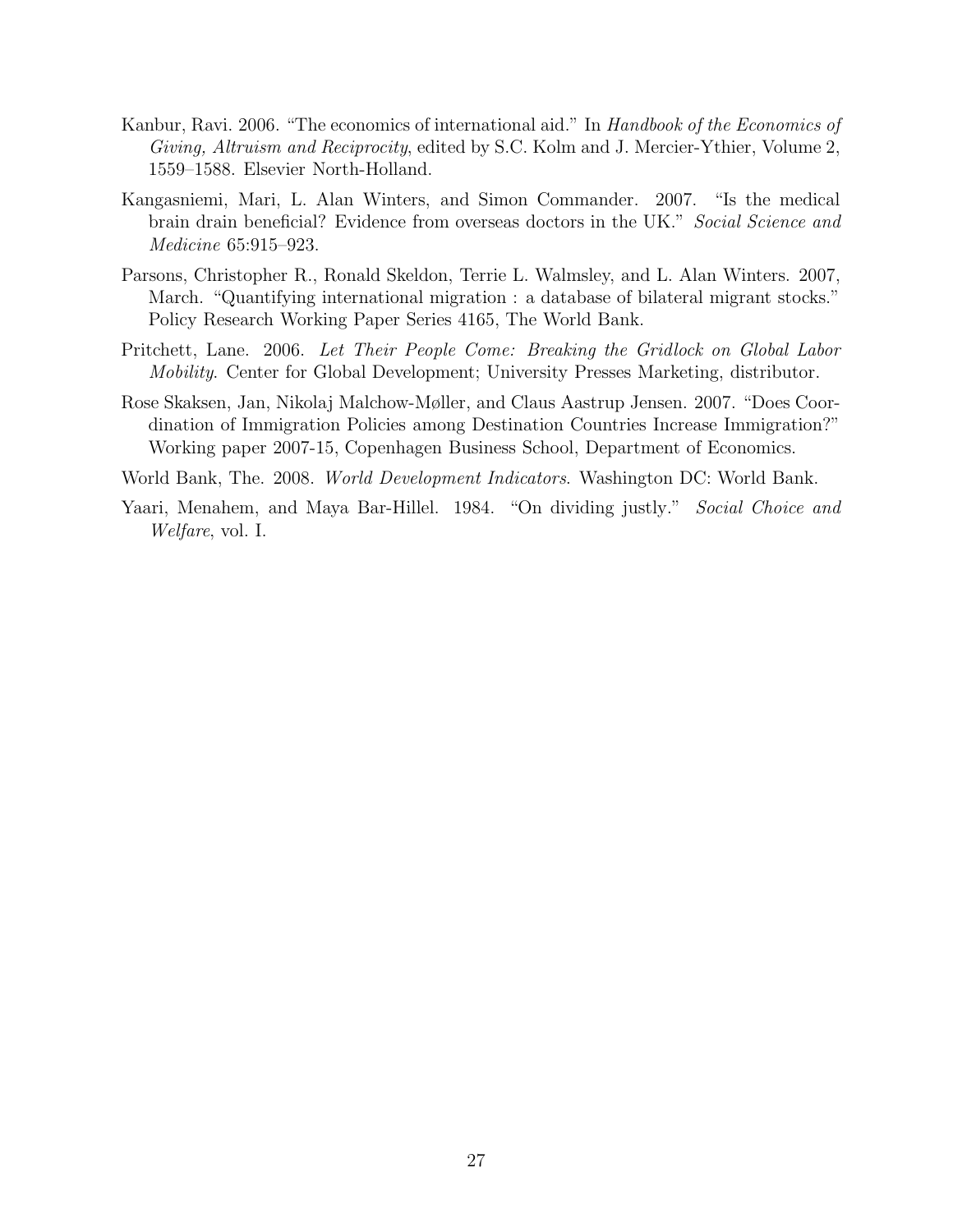Kanbur, Ravi. 2006. "The economics of international aid." In *Handbook of the Economics of Giving, Altruism and Reciprocity*, edited by S.C. Kolm and J. Mercier-Ythier, Volume 2, 1559–1588. Elsevier North-Holland.

Kangasniemi, Mari, L. Alan Winters, and Simon Commander. 2007. "Is the medical brain drain beneficial? Evidence from overseas doctors in the UK." *Social Science and Medicine* 65:915–923.

Parsons, Christopher R., Ronald Skeldon, Terrie L. Walmsley, and L. Alan Winters. 2007, March. "Quantifying international migration : a database of bilateral migrant stocks." Policy Research Working Paper Series 4165, The World Bank.

Pritchett, Lane. 2006. *Let Their People Come: Breaking the Gridlock on Global Labor Mobility*. Center for Global Development; University Presses Marketing, distributor.

Rose Skaksen, Jan, Nikolaj Malchow-Møller, and Claus Aastrup Jensen. 2007. "Does Coordination of Immigration Policies among Destination Countries Increase Immigration?" Working paper 2007-15, Copenhagen Business School, Department of Economics.

World Bank, The. 2008. *World Development Indicators*. Washington DC: World Bank.

Yaari, Menahem, and Maya Bar-Hillel. 1984. "On dividing justly." *Social Choice and Welfare*, vol. I.